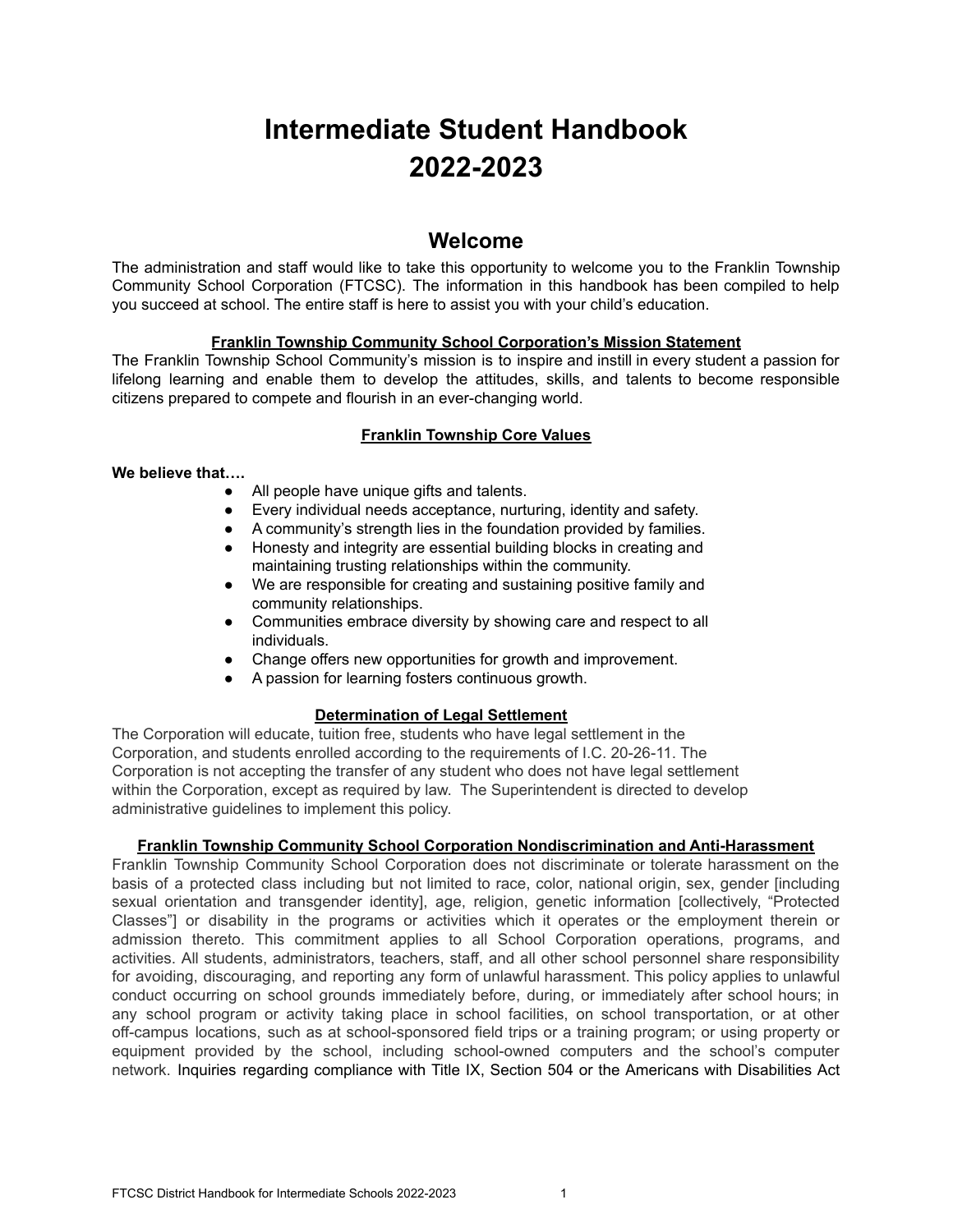# Intermediate Student Handbook 2022-2023

## Welcome

The administration and staff would like to take this opportunity to welcome you to the Franklin Township Community School Corporation (FTCSC). The information in this handbook has been compiled to help you succeed at school. The entire staff is here to assist you with your child's education.

### Franklin Township Community School Corporation's Mission Statement

The Franklin Township School Community's mission is to inspire and instill in every student a passion for lifelong learning and enable them to develop the attitudes, skills, and talents to become responsible citizens prepared to compete and flourish in an ever-changing world.

### Franklin Township Core Values

**We believe that….**

- All people have unique gifts and talents.
- Every individual needs acceptance, nurturing, identity and safety.
- A community's strength lies in the foundation provided by families.
- Honesty and integrity are essential building blocks in creating and maintaining trusting relationships within the community.
- We are responsible for creating and sustaining positive family and community relationships.
- Communities embrace diversity by showing care and respect to all individuals.
- Change offers new opportunities for growth and improvement.
- A passion for learning fosters continuous growth.

### Determination of Legal Settlement

The Corporation will educate, tuition free, students who have legal settlement in the Corporation, and students enrolled according to the requirements of I.C. 20-26-11. The Corporation is not accepting the transfer of any student who does not have legal settlement within the Corporation, except as required by law. The Superintendent is directed to develop administrative guidelines to implement this policy.

### Franklin Township Community School Corporation Nondiscrimination and Anti-Harassment

Franklin Township Community School Corporation does not discriminate or tolerate harassment on the basis of a protected class including but not limited to race, color, national origin, sex, gender [including sexual orientation and transgender identity], age, religion, genetic information [collectively, "Protected Classes"] or disability in the programs or activities which it operates or the employment therein or admission thereto. This commitment applies to all School Corporation operations, programs, and activities. All students, administrators, teachers, staff, and all other school personnel share responsibility for avoiding, discouraging, and reporting any form of unlawful harassment. This policy applies to unlawful conduct occurring on school grounds immediately before, during, or immediately after school hours; in any school program or activity taking place in school facilities, on school transportation, or at other off-campus locations, such as at school-sponsored field trips or a training program; or using property or equipment provided by the school, including school-owned computers and the school's computer network. Inquiries regarding compliance with Title IX, Section 504 or the Americans with Disabilities Act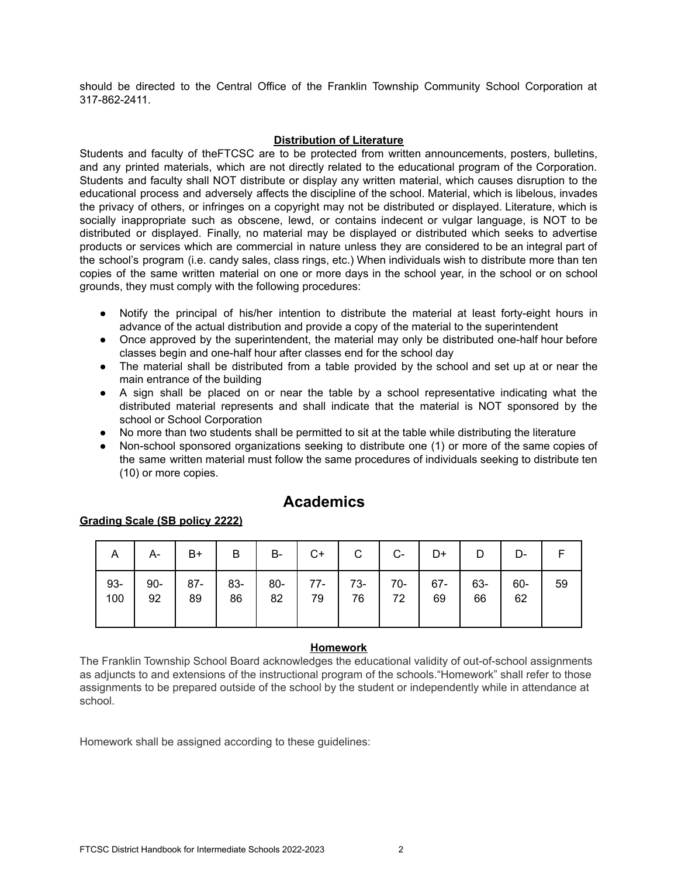should be directed to the Central Office of the Franklin Township Community School Corporation at 317-862-2411.

### Distribution of Literature

Students and faculty of theFTCSC are to be protected from written announcements, posters, bulletins, and any printed materials, which are not directly related to the educational program of the Corporation. Students and faculty shall NOT distribute or display any written material, which causes disruption to the educational process and adversely affects the discipline of the school. Material, which is libelous, invades the privacy of others, or infringes on a copyright may not be distributed or displayed. Literature, which is socially inappropriate such as obscene, lewd, or contains indecent or vulgar language, is NOT to be distributed or displayed. Finally, no material may be displayed or distributed which seeks to advertise products or services which are commercial in nature unless they are considered to be an integral part of the school's program (i.e. candy sales, class rings, etc.) When individuals wish to distribute more than ten copies of the same written material on one or more days in the school year, in the school or on school grounds, they must comply with the following procedures:

- Notify the principal of his/her intention to distribute the material at least forty-eight hours in advance of the actual distribution and provide a copy of the material to the superintendent
- Once approved by the superintendent, the material may only be distributed one-half hour before classes begin and one-half hour after classes end for the school day
- The material shall be distributed from a table provided by the school and set up at or near the main entrance of the building
- A sign shall be placed on or near the table by a school representative indicating what the distributed material represents and shall indicate that the material is NOT sponsored by the school or School Corporation
- No more than two students shall be permitted to sit at the table while distributing the literature
- Non-school sponsored organizations seeking to distribute one (1) or more of the same copies of the same written material must follow the same procedures of individuals seeking to distribute ten (10) or more copies.

# Academics

**Grading Scale (SB policy 2222)**

| A | A- | B+ | B | B- | C+ | C | C- | D+ | D | D- | F |
|---|---|---|---|---|---|---|---|---|---|---|---|
| 93-100 | 90-92 | 87-89 | 83-86 | 80-82 | 77-79 | 73-76 | 70-72 | 67-69 | 63-66 | 60-62 | 59 |

### Homework

The Franklin Township School Board acknowledges the educational validity of out-of-school assignments as adjuncts to and extensions of the instructional program of the schools."Homework" shall refer to those assignments to be prepared outside of the school by the student or independently while in attendance at school.

Homework shall be assigned according to these guidelines: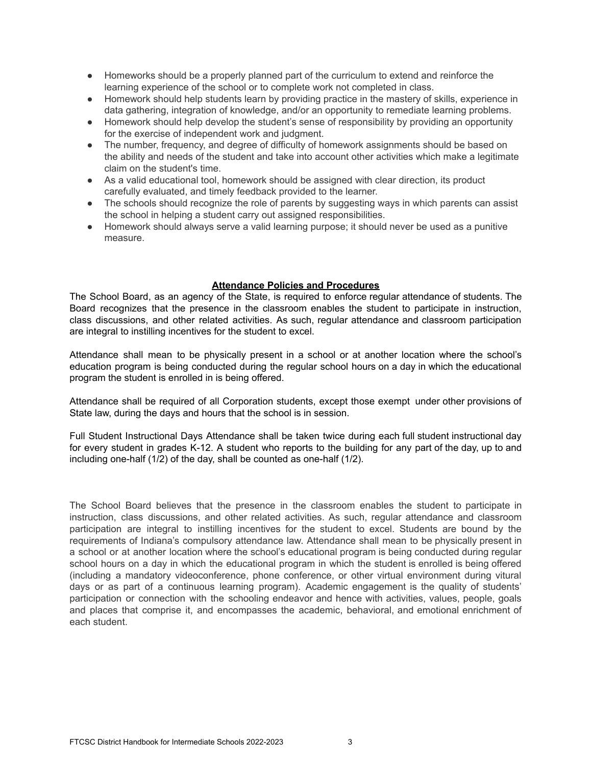- Homeworks should be a properly planned part of the curriculum to extend and reinforce the learning experience of the school or to complete work not completed in class.
- Homework should help students learn by providing practice in the mastery of skills, experience in data gathering, integration of knowledge, and/or an opportunity to remediate learning problems.
- Homework should help develop the student's sense of responsibility by providing an opportunity for the exercise of independent work and judgment.
- The number, frequency, and degree of difficulty of homework assignments should be based on the ability and needs of the student and take into account other activities which make a legitimate claim on the student's time.
- As a valid educational tool, homework should be assigned with clear direction, its product carefully evaluated, and timely feedback provided to the learner.
- The schools should recognize the role of parents by suggesting ways in which parents can assist the school in helping a student carry out assigned responsibilities.
- Homework should always serve a valid learning purpose; it should never be used as a punitive measure.

## Attendance Policies and Procedures

The School Board, as an agency of the State, is required to enforce regular attendance of students. The Board recognizes that the presence in the classroom enables the student to participate in instruction, class discussions, and other related activities. As such, regular attendance and classroom participation are integral to instilling incentives for the student to excel.

Attendance shall mean to be physically present in a school or at another location where the school's education program is being conducted during the regular school hours on a day in which the educational program the student is enrolled in is being offered.

Attendance shall be required of all Corporation students, except those exempt under other provisions of State law, during the days and hours that the school is in session.

Full Student Instructional Days Attendance shall be taken twice during each full student instructional day for every student in grades K-12. A student who reports to the building for any part of the day, up to and including one-half (1/2) of the day, shall be counted as one-half (1/2).

The School Board believes that the presence in the classroom enables the student to participate in instruction, class discussions, and other related activities. As such, regular attendance and classroom participation are integral to instilling incentives for the student to excel. Students are bound by the requirements of Indiana's compulsory attendance law. Attendance shall mean to be physically present in a school or at another location where the school's educational program is being conducted during regular school hours on a day in which the educational program in which the student is enrolled is being offered (including a mandatory videoconference, phone conference, or other virtual environment during vitural days or as part of a continuous learning program). Academic engagement is the quality of students' participation or connection with the schooling endeavor and hence with activities, values, people, goals and places that comprise it, and encompasses the academic, behavioral, and emotional enrichment of each student.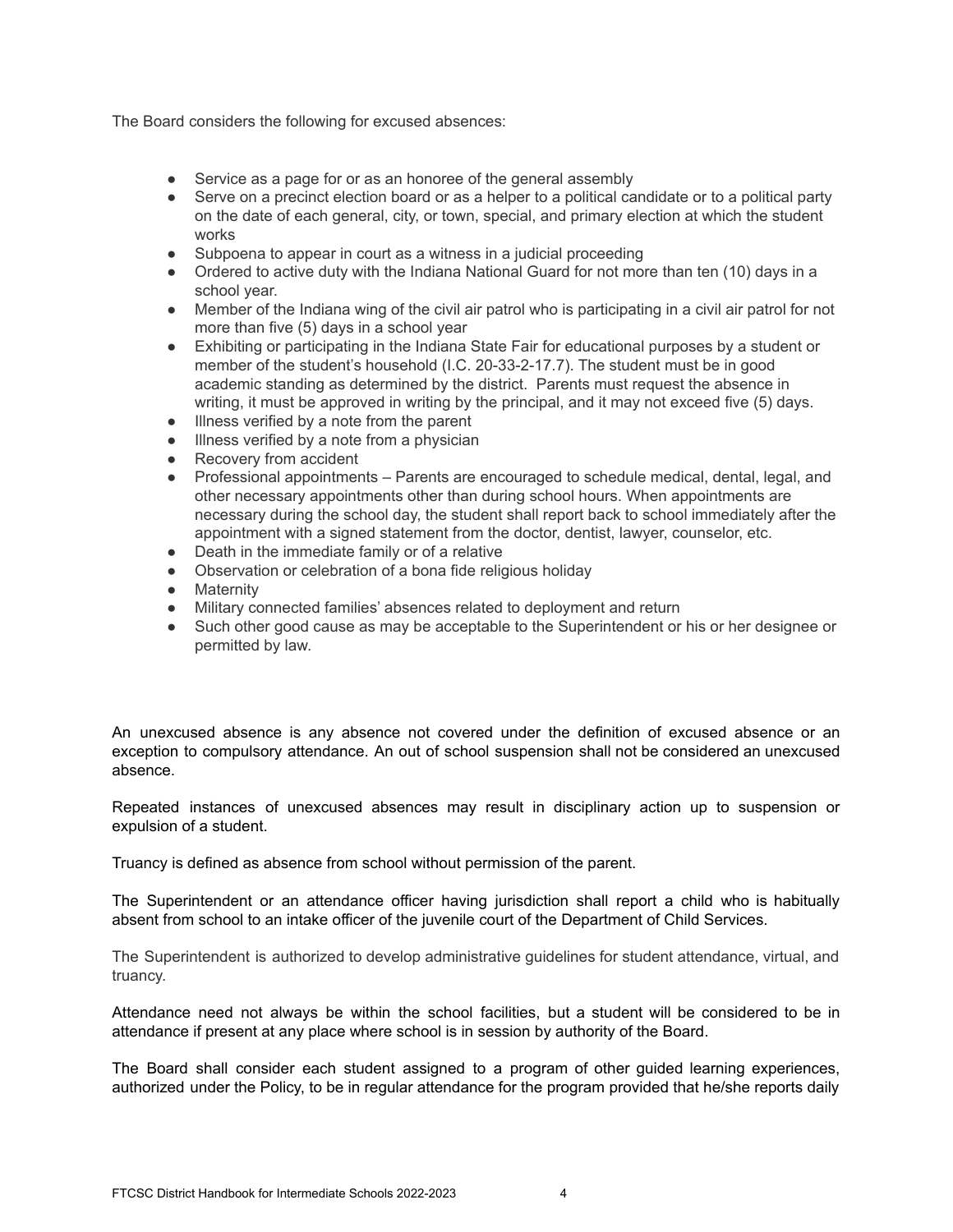The Board considers the following for excused absences:

- Service as a page for or as an honoree of the general assembly
- Serve on a precinct election board or as a helper to a political candidate or to a political party on the date of each general, city, or town, special, and primary election at which the student works
- Subpoena to appear in court as a witness in a judicial proceeding
- Ordered to active duty with the Indiana National Guard for not more than ten (10) days in a school year.
- Member of the Indiana wing of the civil air patrol who is participating in a civil air patrol for not more than five (5) days in a school year
- Exhibiting or participating in the Indiana State Fair for educational purposes by a student or member of the student's household (I.C. 20-33-2-17.7). The student must be in good academic standing as determined by the district. Parents must request the absence in writing, it must be approved in writing by the principal, and it may not exceed five (5) days.
- Illness verified by a note from the parent
- Illness verified by a note from a physician
- Recovery from accident
- Professional appointments – Parents are encouraged to schedule medical, dental, legal, and other necessary appointments other than during school hours. When appointments are necessary during the school day, the student shall report back to school immediately after the appointment with a signed statement from the doctor, dentist, lawyer, counselor, etc.
- Death in the immediate family or of a relative
- Observation or celebration of a bona fide religious holiday
- Maternity
- Military connected families' absences related to deployment and return
- Such other good cause as may be acceptable to the Superintendent or his or her designee or permitted by law.

An unexcused absence is any absence not covered under the definition of excused absence or an exception to compulsory attendance. An out of school suspension shall not be considered an unexcused absence.

Repeated instances of unexcused absences may result in disciplinary action up to suspension or expulsion of a student.

Truancy is defined as absence from school without permission of the parent.

The Superintendent or an attendance officer having jurisdiction shall report a child who is habitually absent from school to an intake officer of the juvenile court of the Department of Child Services.

The Superintendent is authorized to develop administrative guidelines for student attendance, virtual, and truancy.

Attendance need not always be within the school facilities, but a student will be considered to be in attendance if present at any place where school is in session by authority of the Board.

The Board shall consider each student assigned to a program of other guided learning experiences, authorized under the Policy, to be in regular attendance for the program provided that he/she reports daily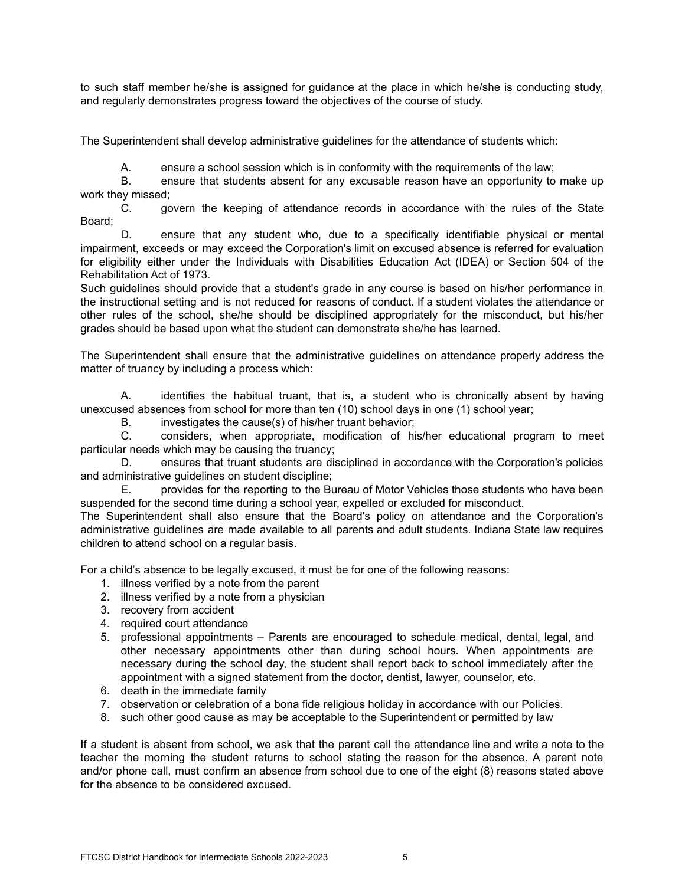to such staff member he/she is assigned for guidance at the place in which he/she is conducting study, and regularly demonstrates progress toward the objectives of the course of study.

The Superintendent shall develop administrative guidelines for the attendance of students which:

A. ensure a school session which is in conformity with the requirements of the law;

B. ensure that students absent for any excusable reason have an opportunity to make up work they missed;

C. govern the keeping of attendance records in accordance with the rules of the State Board;

D. ensure that any student who, due to a specifically identifiable physical or mental impairment, exceeds or may exceed the Corporation's limit on excused absence is referred for evaluation for eligibility either under the Individuals with Disabilities Education Act (IDEA) or Section 504 of the Rehabilitation Act of 1973.

Such guidelines should provide that a student's grade in any course is based on his/her performance in the instructional setting and is not reduced for reasons of conduct. If a student violates the attendance or other rules of the school, she/he should be disciplined appropriately for the misconduct, but his/her grades should be based upon what the student can demonstrate she/he has learned.

The Superintendent shall ensure that the administrative guidelines on attendance properly address the matter of truancy by including a process which:

A. identifies the habitual truant, that is, a student who is chronically absent by having unexcused absences from school for more than ten (10) school days in one (1) school year;

B. investigates the cause(s) of his/her truant behavior;

C. considers, when appropriate, modification of his/her educational program to meet particular needs which may be causing the truancy;

D. ensures that truant students are disciplined in accordance with the Corporation's policies and administrative guidelines on student discipline;

E. provides for the reporting to the Bureau of Motor Vehicles those students who have been suspended for the second time during a school year, expelled or excluded for misconduct.

The Superintendent shall also ensure that the Board's policy on attendance and the Corporation's administrative guidelines are made available to all parents and adult students. Indiana State law requires children to attend school on a regular basis.

For a child's absence to be legally excused, it must be for one of the following reasons:

1. illness verified by a note from the parent
2. illness verified by a note from a physician
3. recovery from accident
4. required court attendance
5. professional appointments – Parents are encouraged to schedule medical, dental, legal, and other necessary appointments other than during school hours. When appointments are necessary during the school day, the student shall report back to school immediately after the appointment with a signed statement from the doctor, dentist, lawyer, counselor, etc.
6. death in the immediate family
7. observation or celebration of a bona fide religious holiday in accordance with our Policies.
8. such other good cause as may be acceptable to the Superintendent or permitted by law

If a student is absent from school, we ask that the parent call the attendance line and write a note to the teacher the morning the student returns to school stating the reason for the absence. A parent note and/or phone call, must confirm an absence from school due to one of the eight (8) reasons stated above for the absence to be considered excused.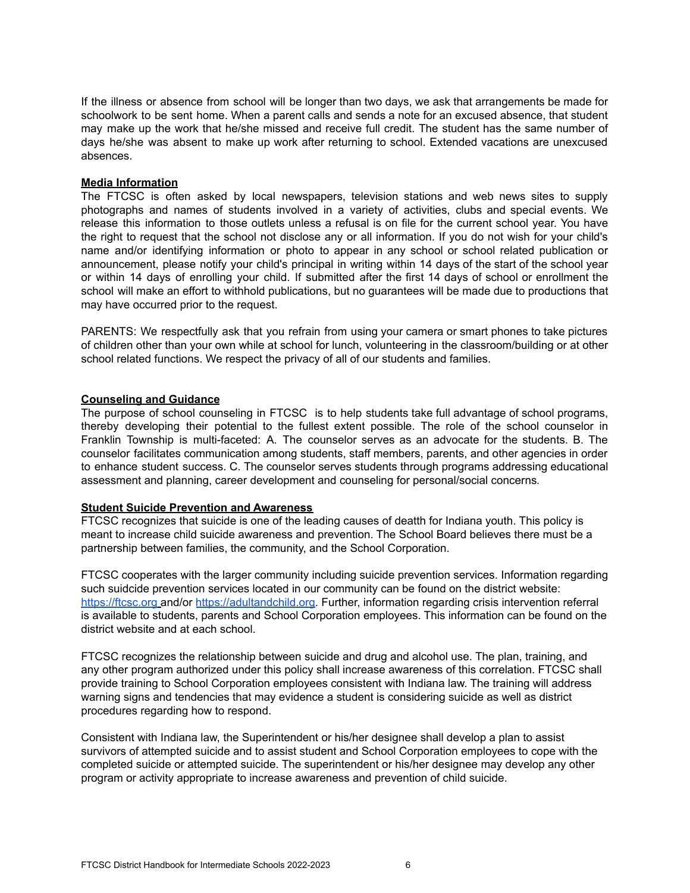If the illness or absence from school will be longer than two days, we ask that arrangements be made for schoolwork to be sent home. When a parent calls and sends a note for an excused absence, that student may make up the work that he/she missed and receive full credit. The student has the same number of days he/she was absent to make up work after returning to school. Extended vacations are unexcused absences.

**Media Information**

The FTCSC is often asked by local newspapers, television stations and web news sites to supply photographs and names of students involved in a variety of activities, clubs and special events. We release this information to those outlets unless a refusal is on file for the current school year. You have the right to request that the school not disclose any or all information. If you do not wish for your child's name and/or identifying information or photo to appear in any school or school related publication or announcement, please notify your child's principal in writing within 14 days of the start of the school year or within 14 days of enrolling your child. If submitted after the first 14 days of school or enrollment the school will make an effort to withhold publications, but no guarantees will be made due to productions that may have occurred prior to the request.

PARENTS: We respectfully ask that you refrain from using your camera or smart phones to take pictures of children other than your own while at school for lunch, volunteering in the classroom/building or at other school related functions. We respect the privacy of all of our students and families.

**Counseling and Guidance**

The purpose of school counseling in FTCSC is to help students take full advantage of school programs, thereby developing their potential to the fullest extent possible. The role of the school counselor in Franklin Township is multi-faceted: A. The counselor serves as an advocate for the students. B. The counselor facilitates communication among students, staff members, parents, and other agencies in order to enhance student success. C. The counselor serves students through programs addressing educational assessment and planning, career development and counseling for personal/social concerns.

**Student Suicide Prevention and Awareness**

FTCSC recognizes that suicide is one of the leading causes of deatth for Indiana youth. This policy is meant to increase child suicide awareness and prevention. The School Board believes there must be a partnership between families, the community, and the School Corporation.

FTCSC cooperates with the larger community including suicide prevention services. Information regarding such suidcide prevention services located in our community can be found on the district website: https://ftcsc.org and/or https://adultandchild.org. Further, information regarding crisis intervention referral is available to students, parents and School Corporation employees. This information can be found on the district website and at each school.

FTCSC recognizes the relationship between suicide and drug and alcohol use. The plan, training, and any other program authorized under this policy shall increase awareness of this correlation. FTCSC shall provide training to School Corporation employees consistent with Indiana law. The training will address warning signs and tendencies that may evidence a student is considering suicide as well as district procedures regarding how to respond.

Consistent with Indiana law, the Superintendent or his/her designee shall develop a plan to assist survivors of attempted suicide and to assist student and School Corporation employees to cope with the completed suicide or attempted suicide. The superintendent or his/her designee may develop any other program or activity appropriate to increase awareness and prevention of child suicide.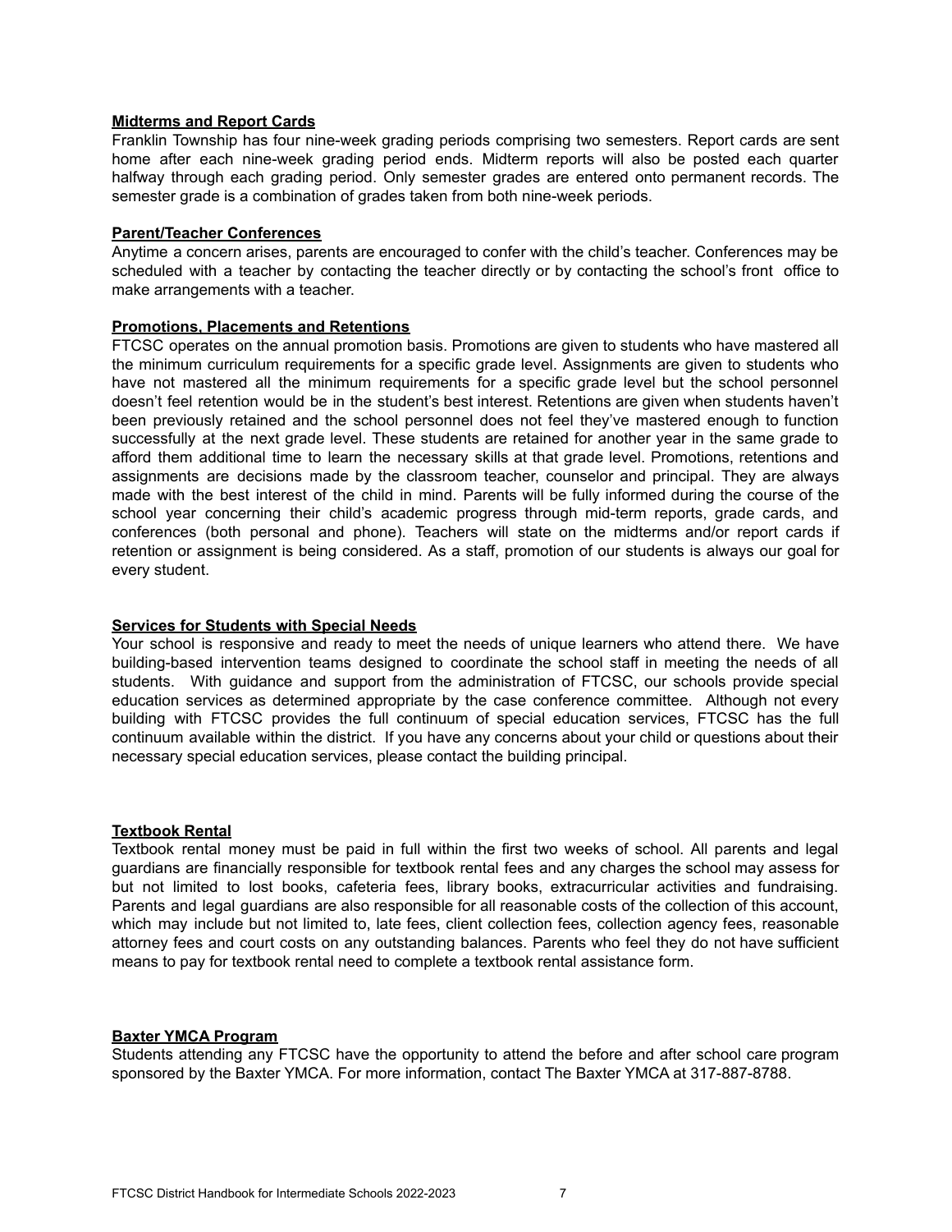**Midterms and Report Cards**

Franklin Township has four nine-week grading periods comprising two semesters. Report cards are sent home after each nine-week grading period ends. Midterm reports will also be posted each quarter halfway through each grading period. Only semester grades are entered onto permanent records. The semester grade is a combination of grades taken from both nine-week periods.

**Parent/Teacher Conferences**

Anytime a concern arises, parents are encouraged to confer with the child's teacher. Conferences may be scheduled with a teacher by contacting the teacher directly or by contacting the school's front office to make arrangements with a teacher.

**Promotions, Placements and Retentions**

FTCSC operates on the annual promotion basis. Promotions are given to students who have mastered all the minimum curriculum requirements for a specific grade level. Assignments are given to students who have not mastered all the minimum requirements for a specific grade level but the school personnel doesn't feel retention would be in the student's best interest. Retentions are given when students haven't been previously retained and the school personnel does not feel they've mastered enough to function successfully at the next grade level. These students are retained for another year in the same grade to afford them additional time to learn the necessary skills at that grade level. Promotions, retentions and assignments are decisions made by the classroom teacher, counselor and principal. They are always made with the best interest of the child in mind. Parents will be fully informed during the course of the school year concerning their child's academic progress through mid-term reports, grade cards, and conferences (both personal and phone). Teachers will state on the midterms and/or report cards if retention or assignment is being considered. As a staff, promotion of our students is always our goal for every student.

**Services for Students with Special Needs**

Your school is responsive and ready to meet the needs of unique learners who attend there. We have building-based intervention teams designed to coordinate the school staff in meeting the needs of all students. With guidance and support from the administration of FTCSC, our schools provide special education services as determined appropriate by the case conference committee. Although not every building with FTCSC provides the full continuum of special education services, FTCSC has the full continuum available within the district. If you have any concerns about your child or questions about their necessary special education services, please contact the building principal.

**Textbook Rental**

Textbook rental money must be paid in full within the first two weeks of school. All parents and legal guardians are financially responsible for textbook rental fees and any charges the school may assess for but not limited to lost books, cafeteria fees, library books, extracurricular activities and fundraising. Parents and legal guardians are also responsible for all reasonable costs of the collection of this account, which may include but not limited to, late fees, client collection fees, collection agency fees, reasonable attorney fees and court costs on any outstanding balances. Parents who feel they do not have sufficient means to pay for textbook rental need to complete a textbook rental assistance form.

**Baxter YMCA Program**

Students attending any FTCSC have the opportunity to attend the before and after school care program sponsored by the Baxter YMCA. For more information, contact The Baxter YMCA at 317-887-8788.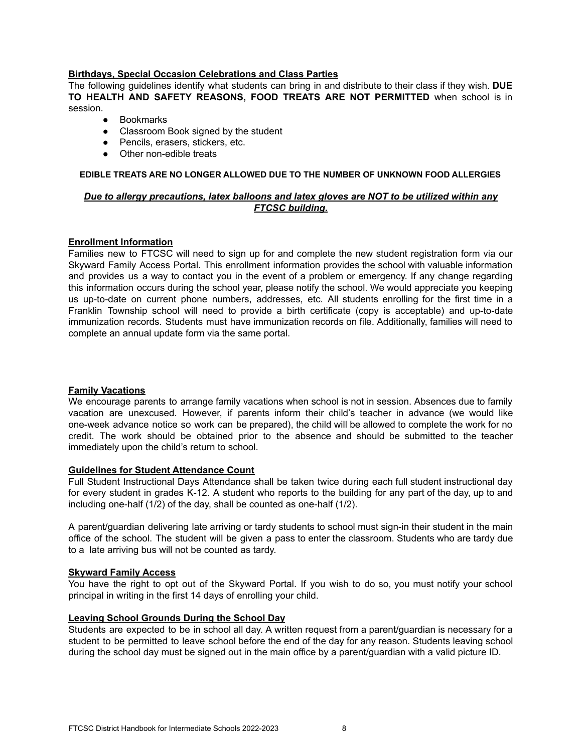**Birthdays, Special Occasion Celebrations and Class Parties**

The following guidelines identify what students can bring in and distribute to their class if they wish. **DUE TO HEALTH AND SAFETY REASONS, FOOD TREATS ARE NOT PERMITTED** when school is in session.

- Bookmarks
- Classroom Book signed by the student
- Pencils, erasers, stickers, etc.
- Other non-edible treats

**EDIBLE TREATS ARE NO LONGER ALLOWED DUE TO THE NUMBER OF UNKNOWN FOOD ALLERGIES**

***Due to allergy precautions, latex balloons and latex gloves are NOT to be utilized within any FTCSC building.***

**Enrollment Information**

Families new to FTCSC will need to sign up for and complete the new student registration form via our Skyward Family Access Portal. This enrollment information provides the school with valuable information and provides us a way to contact you in the event of a problem or emergency. If any change regarding this information occurs during the school year, please notify the school. We would appreciate you keeping us up-to-date on current phone numbers, addresses, etc. All students enrolling for the first time in a Franklin Township school will need to provide a birth certificate (copy is acceptable) and up-to-date immunization records. Students must have immunization records on file. Additionally, families will need to complete an annual update form via the same portal.

**Family Vacations**

We encourage parents to arrange family vacations when school is not in session. Absences due to family vacation are unexcused. However, if parents inform their child's teacher in advance (we would like one-week advance notice so work can be prepared), the child will be allowed to complete the work for no credit. The work should be obtained prior to the absence and should be submitted to the teacher immediately upon the child's return to school.

**Guidelines for Student Attendance Count**

Full Student Instructional Days Attendance shall be taken twice during each full student instructional day for every student in grades K-12. A student who reports to the building for any part of the day, up to and including one-half (1/2) of the day, shall be counted as one-half (1/2).

A parent/guardian delivering late arriving or tardy students to school must sign-in their student in the main office of the school. The student will be given a pass to enter the classroom. Students who are tardy due to a late arriving bus will not be counted as tardy.

**Skyward Family Access**

You have the right to opt out of the Skyward Portal. If you wish to do so, you must notify your school principal in writing in the first 14 days of enrolling your child.

**Leaving School Grounds During the School Day**

Students are expected to be in school all day. A written request from a parent/guardian is necessary for a student to be permitted to leave school before the end of the day for any reason. Students leaving school during the school day must be signed out in the main office by a parent/guardian with a valid picture ID.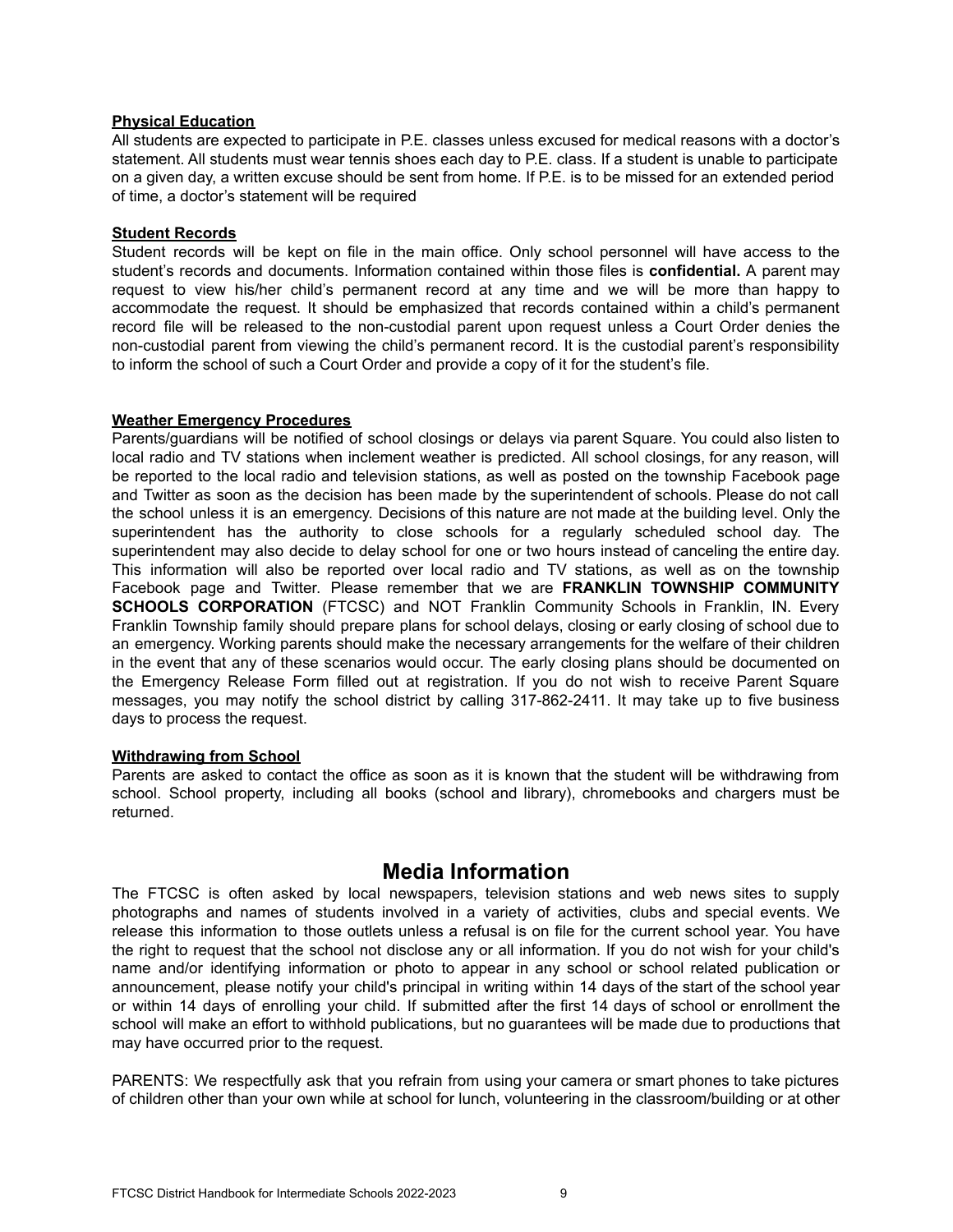**Physical Education**

All students are expected to participate in P.E. classes unless excused for medical reasons with a doctor's statement. All students must wear tennis shoes each day to P.E. class. If a student is unable to participate on a given day, a written excuse should be sent from home. If P.E. is to be missed for an extended period of time, a doctor's statement will be required

**Student Records**

Student records will be kept on file in the main office. Only school personnel will have access to the student's records and documents. Information contained within those files is **confidential.** A parent may request to view his/her child's permanent record at any time and we will be more than happy to accommodate the request. It should be emphasized that records contained within a child's permanent record file will be released to the non-custodial parent upon request unless a Court Order denies the non-custodial parent from viewing the child's permanent record. It is the custodial parent's responsibility to inform the school of such a Court Order and provide a copy of it for the student's file.

**Weather Emergency Procedures**

Parents/guardians will be notified of school closings or delays via parent Square. You could also listen to local radio and TV stations when inclement weather is predicted. All school closings, for any reason, will be reported to the local radio and television stations, as well as posted on the township Facebook page and Twitter as soon as the decision has been made by the superintendent of schools. Please do not call the school unless it is an emergency. Decisions of this nature are not made at the building level. Only the superintendent has the authority to close schools for a regularly scheduled school day. The superintendent may also decide to delay school for one or two hours instead of canceling the entire day. This information will also be reported over local radio and TV stations, as well as on the township Facebook page and Twitter. Please remember that we are **FRANKLIN TOWNSHIP COMMUNITY SCHOOLS CORPORATION** (FTCSC) and NOT Franklin Community Schools in Franklin, IN. Every Franklin Township family should prepare plans for school delays, closing or early closing of school due to an emergency. Working parents should make the necessary arrangements for the welfare of their children in the event that any of these scenarios would occur. The early closing plans should be documented on the Emergency Release Form filled out at registration. If you do not wish to receive Parent Square messages, you may notify the school district by calling 317-862-2411. It may take up to five business days to process the request.

**Withdrawing from School**

Parents are asked to contact the office as soon as it is known that the student will be withdrawing from school. School property, including all books (school and library), chromebooks and chargers must be returned.

# Media Information

The FTCSC is often asked by local newspapers, television stations and web news sites to supply photographs and names of students involved in a variety of activities, clubs and special events. We release this information to those outlets unless a refusal is on file for the current school year. You have the right to request that the school not disclose any or all information. If you do not wish for your child's name and/or identifying information or photo to appear in any school or school related publication or announcement, please notify your child's principal in writing within 14 days of the start of the school year or within 14 days of enrolling your child. If submitted after the first 14 days of school or enrollment the school will make an effort to withhold publications, but no guarantees will be made due to productions that may have occurred prior to the request.

PARENTS: We respectfully ask that you refrain from using your camera or smart phones to take pictures of children other than your own while at school for lunch, volunteering in the classroom/building or at other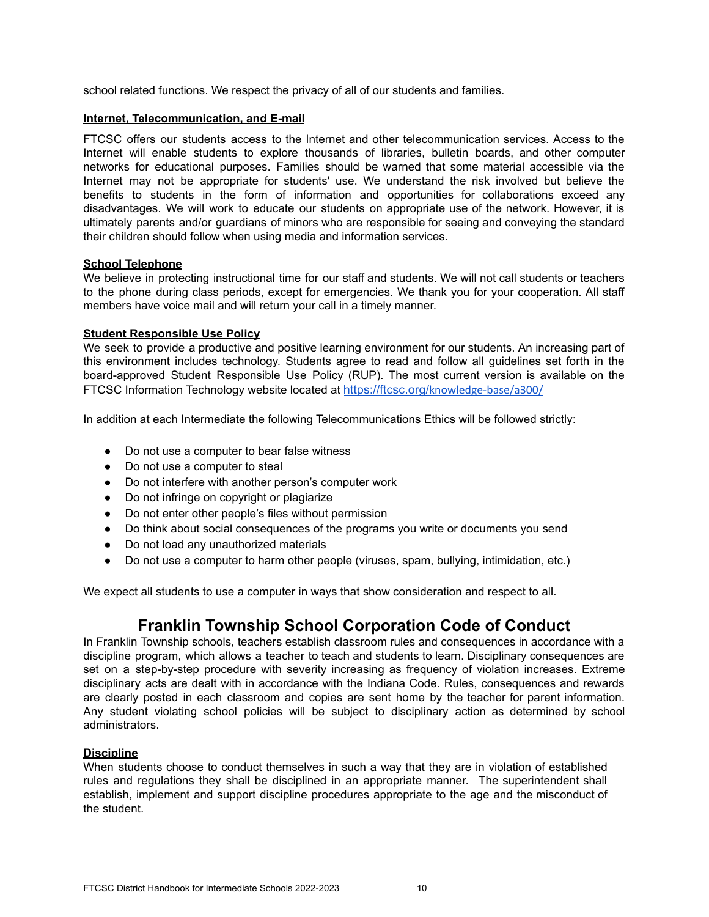school related functions. We respect the privacy of all of our students and families.

**Internet, Telecommunication, and E-mail**

FTCSC offers our students access to the Internet and other telecommunication services. Access to the Internet will enable students to explore thousands of libraries, bulletin boards, and other computer networks for educational purposes. Families should be warned that some material accessible via the Internet may not be appropriate for students' use. We understand the risk involved but believe the benefits to students in the form of information and opportunities for collaborations exceed any disadvantages. We will work to educate our students on appropriate use of the network. However, it is ultimately parents and/or guardians of minors who are responsible for seeing and conveying the standard their children should follow when using media and information services.

**School Telephone**

We believe in protecting instructional time for our staff and students. We will not call students or teachers to the phone during class periods, except for emergencies. We thank you for your cooperation. All staff members have voice mail and will return your call in a timely manner.

**Student Responsible Use Policy**

We seek to provide a productive and positive learning environment for our students. An increasing part of this environment includes technology. Students agree to read and follow all guidelines set forth in the board-approved Student Responsible Use Policy (RUP). The most current version is available on the FTCSC Information Technology website located at [https://ftcsc.org/knowledge-base/a300/](https://ftcsc.org/knowledge-base/a300/)

In addition at each Intermediate the following Telecommunications Ethics will be followed strictly:

- Do not use a computer to bear false witness
- Do not use a computer to steal
- Do not interfere with another person's computer work
- Do not infringe on copyright or plagiarize
- Do not enter other people's files without permission
- Do think about social consequences of the programs you write or documents you send
- Do not load any unauthorized materials
- Do not use a computer to harm other people (viruses, spam, bullying, intimidation, etc.)

We expect all students to use a computer in ways that show consideration and respect to all.

# Franklin Township School Corporation Code of Conduct

In Franklin Township schools, teachers establish classroom rules and consequences in accordance with a discipline program, which allows a teacher to teach and students to learn. Disciplinary consequences are set on a step-by-step procedure with severity increasing as frequency of violation increases. Extreme disciplinary acts are dealt with in accordance with the Indiana Code. Rules, consequences and rewards are clearly posted in each classroom and copies are sent home by the teacher for parent information. Any student violating school policies will be subject to disciplinary action as determined by school administrators.

**Discipline**

When students choose to conduct themselves in such a way that they are in violation of established rules and regulations they shall be disciplined in an appropriate manner. The superintendent shall establish, implement and support discipline procedures appropriate to the age and the misconduct of the student.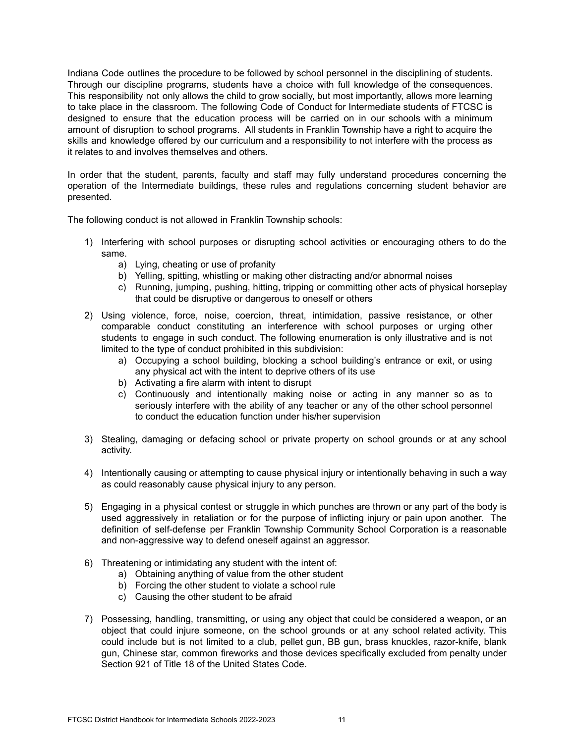Indiana Code outlines the procedure to be followed by school personnel in the disciplining of students. Through our discipline programs, students have a choice with full knowledge of the consequences. This responsibility not only allows the child to grow socially, but most importantly, allows more learning to take place in the classroom. The following Code of Conduct for Intermediate students of FTCSC is designed to ensure that the education process will be carried on in our schools with a minimum amount of disruption to school programs. All students in Franklin Township have a right to acquire the skills and knowledge offered by our curriculum and a responsibility to not interfere with the process as it relates to and involves themselves and others.

In order that the student, parents, faculty and staff may fully understand procedures concerning the operation of the Intermediate buildings, these rules and regulations concerning student behavior are presented.

The following conduct is not allowed in Franklin Township schools:

1) Interfering with school purposes or disrupting school activities or encouraging others to do the same.
   a) Lying, cheating or use of profanity
   b) Yelling, spitting, whistling or making other distracting and/or abnormal noises
   c) Running, jumping, pushing, hitting, tripping or committing other acts of physical horseplay that could be disruptive or dangerous to oneself or others
2) Using violence, force, noise, coercion, threat, intimidation, passive resistance, or other comparable conduct constituting an interference with school purposes or urging other students to engage in such conduct. The following enumeration is only illustrative and is not limited to the type of conduct prohibited in this subdivision:
   a) Occupying a school building, blocking a school building's entrance or exit, or using any physical act with the intent to deprive others of its use
   b) Activating a fire alarm with intent to disrupt
   c) Continuously and intentionally making noise or acting in any manner so as to seriously interfere with the ability of any teacher or any of the other school personnel to conduct the education function under his/her supervision
3) Stealing, damaging or defacing school or private property on school grounds or at any school activity.
4) Intentionally causing or attempting to cause physical injury or intentionally behaving in such a way as could reasonably cause physical injury to any person.
5) Engaging in a physical contest or struggle in which punches are thrown or any part of the body is used aggressively in retaliation or for the purpose of inflicting injury or pain upon another. The definition of self-defense per Franklin Township Community School Corporation is a reasonable and non-aggressive way to defend oneself against an aggressor.
6) Threatening or intimidating any student with the intent of:
   a) Obtaining anything of value from the other student
   b) Forcing the other student to violate a school rule
   c) Causing the other student to be afraid
7) Possessing, handling, transmitting, or using any object that could be considered a weapon, or an object that could injure someone, on the school grounds or at any school related activity. This could include but is not limited to a club, pellet gun, BB gun, brass knuckles, razor-knife, blank gun, Chinese star, common fireworks and those devices specifically excluded from penalty under Section 921 of Title 18 of the United States Code.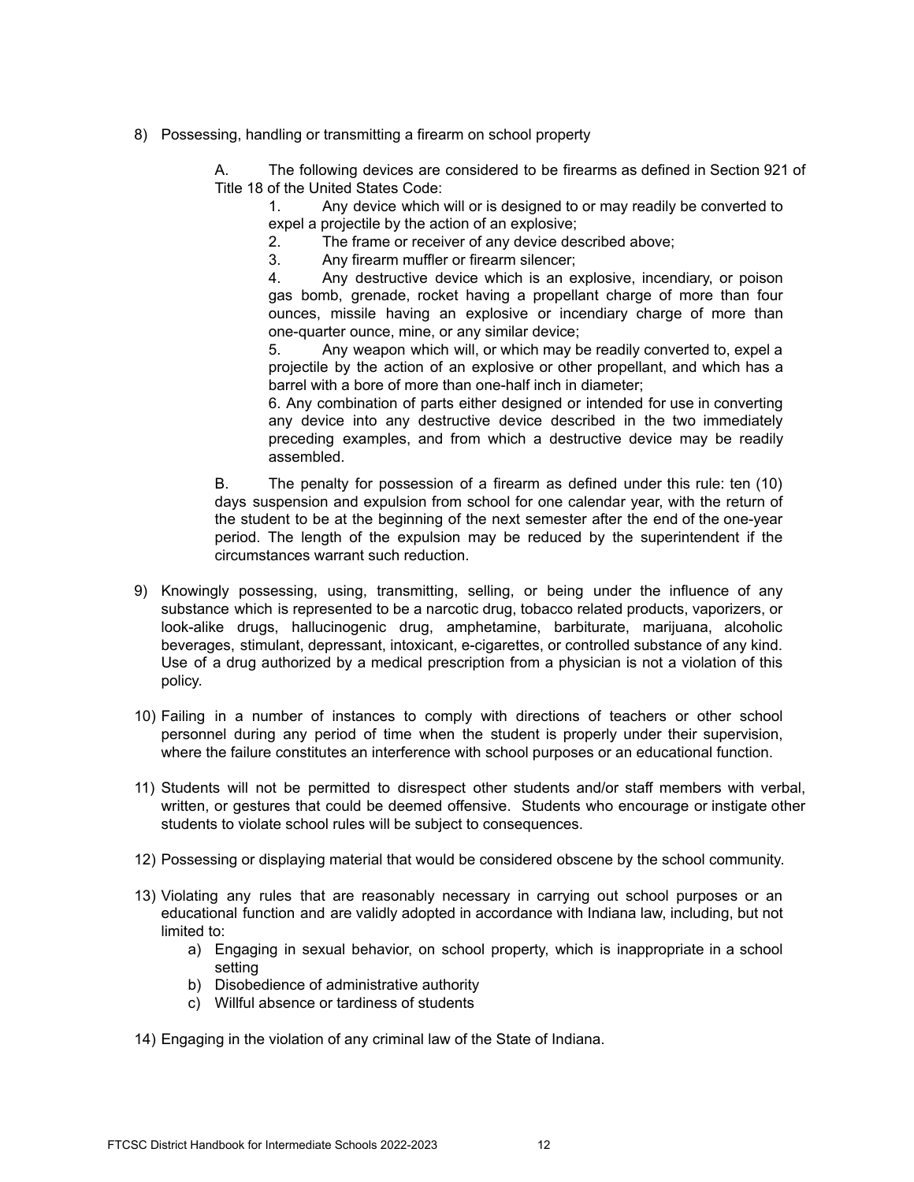8) Possessing, handling or transmitting a firearm on school property

    A. The following devices are considered to be firearms as defined in Section 921 of Title 18 of the United States Code:

    1. Any device which will or is designed to or may readily be converted to expel a projectile by the action of an explosive;
    2. The frame or receiver of any device described above;
    3. Any firearm muffler or firearm silencer;
    4. Any destructive device which is an explosive, incendiary, or poison gas bomb, grenade, rocket having a propellant charge of more than four ounces, missile having an explosive or incendiary charge of more than one-quarter ounce, mine, or any similar device;
    5. Any weapon which will, or which may be readily converted to, expel a projectile by the action of an explosive or other propellant, and which has a barrel with a bore of more than one-half inch in diameter;
    6. Any combination of parts either designed or intended for use in converting any device into any destructive device described in the two immediately preceding examples, and from which a destructive device may be readily assembled.

    B. The penalty for possession of a firearm as defined under this rule: ten (10) days suspension and expulsion from school for one calendar year, with the return of the student to be at the beginning of the next semester after the end of the one-year period. The length of the expulsion may be reduced by the superintendent if the circumstances warrant such reduction.

9) Knowingly possessing, using, transmitting, selling, or being under the influence of any substance which is represented to be a narcotic drug, tobacco related products, vaporizers, or look-alike drugs, hallucinogenic drug, amphetamine, barbiturate, marijuana, alcoholic beverages, stimulant, depressant, intoxicant, e-cigarettes, or controlled substance of any kind. Use of a drug authorized by a medical prescription from a physician is not a violation of this policy.

10) Failing in a number of instances to comply with directions of teachers or other school personnel during any period of time when the student is properly under their supervision, where the failure constitutes an interference with school purposes or an educational function.

11) Students will not be permitted to disrespect other students and/or staff members with verbal, written, or gestures that could be deemed offensive. Students who encourage or instigate other students to violate school rules will be subject to consequences.

12) Possessing or displaying material that would be considered obscene by the school community.

13) Violating any rules that are reasonably necessary in carrying out school purposes or an educational function and are validly adopted in accordance with Indiana law, including, but not limited to:
    a) Engaging in sexual behavior, on school property, which is inappropriate in a school setting
    b) Disobedience of administrative authority
    c) Willful absence or tardiness of students

14) Engaging in the violation of any criminal law of the State of Indiana.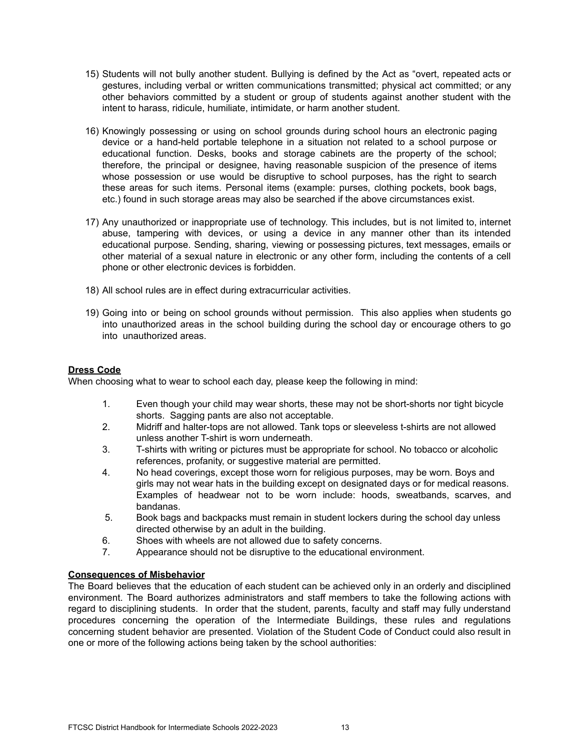15) Students will not bully another student. Bullying is defined by the Act as "overt, repeated acts or gestures, including verbal or written communications transmitted; physical act committed; or any other behaviors committed by a student or group of students against another student with the intent to harass, ridicule, humiliate, intimidate, or harm another student.

16) Knowingly possessing or using on school grounds during school hours an electronic paging device or a hand-held portable telephone in a situation not related to a school purpose or educational function. Desks, books and storage cabinets are the property of the school; therefore, the principal or designee, having reasonable suspicion of the presence of items whose possession or use would be disruptive to school purposes, has the right to search these areas for such items. Personal items (example: purses, clothing pockets, book bags, etc.) found in such storage areas may also be searched if the above circumstances exist.

17) Any unauthorized or inappropriate use of technology. This includes, but is not limited to, internet abuse, tampering with devices, or using a device in any manner other than its intended educational purpose. Sending, sharing, viewing or possessing pictures, text messages, emails or other material of a sexual nature in electronic or any other form, including the contents of a cell phone or other electronic devices is forbidden.

18) All school rules are in effect during extracurricular activities.

19) Going into or being on school grounds without permission. This also applies when students go into unauthorized areas in the school building during the school day or encourage others to go into unauthorized areas.

**Dress Code**

When choosing what to wear to school each day, please keep the following in mind:

1. Even though your child may wear shorts, these may not be short-shorts nor tight bicycle shorts. Sagging pants are also not acceptable.
2. Midriff and halter-tops are not allowed. Tank tops or sleeveless t-shirts are not allowed unless another T-shirt is worn underneath.
3. T-shirts with writing or pictures must be appropriate for school. No tobacco or alcoholic references, profanity, or suggestive material are permitted.
4. No head coverings, except those worn for religious purposes, may be worn. Boys and girls may not wear hats in the building except on designated days or for medical reasons. Examples of headwear not to be worn include: hoods, sweatbands, scarves, and bandanas.
5. Book bags and backpacks must remain in student lockers during the school day unless directed otherwise by an adult in the building.
6. Shoes with wheels are not allowed due to safety concerns.
7. Appearance should not be disruptive to the educational environment.

**Consequences of Misbehavior**

The Board believes that the education of each student can be achieved only in an orderly and disciplined environment. The Board authorizes administrators and staff members to take the following actions with regard to disciplining students. In order that the student, parents, faculty and staff may fully understand procedures concerning the operation of the Intermediate Buildings, these rules and regulations concerning student behavior are presented. Violation of the Student Code of Conduct could also result in one or more of the following actions being taken by the school authorities: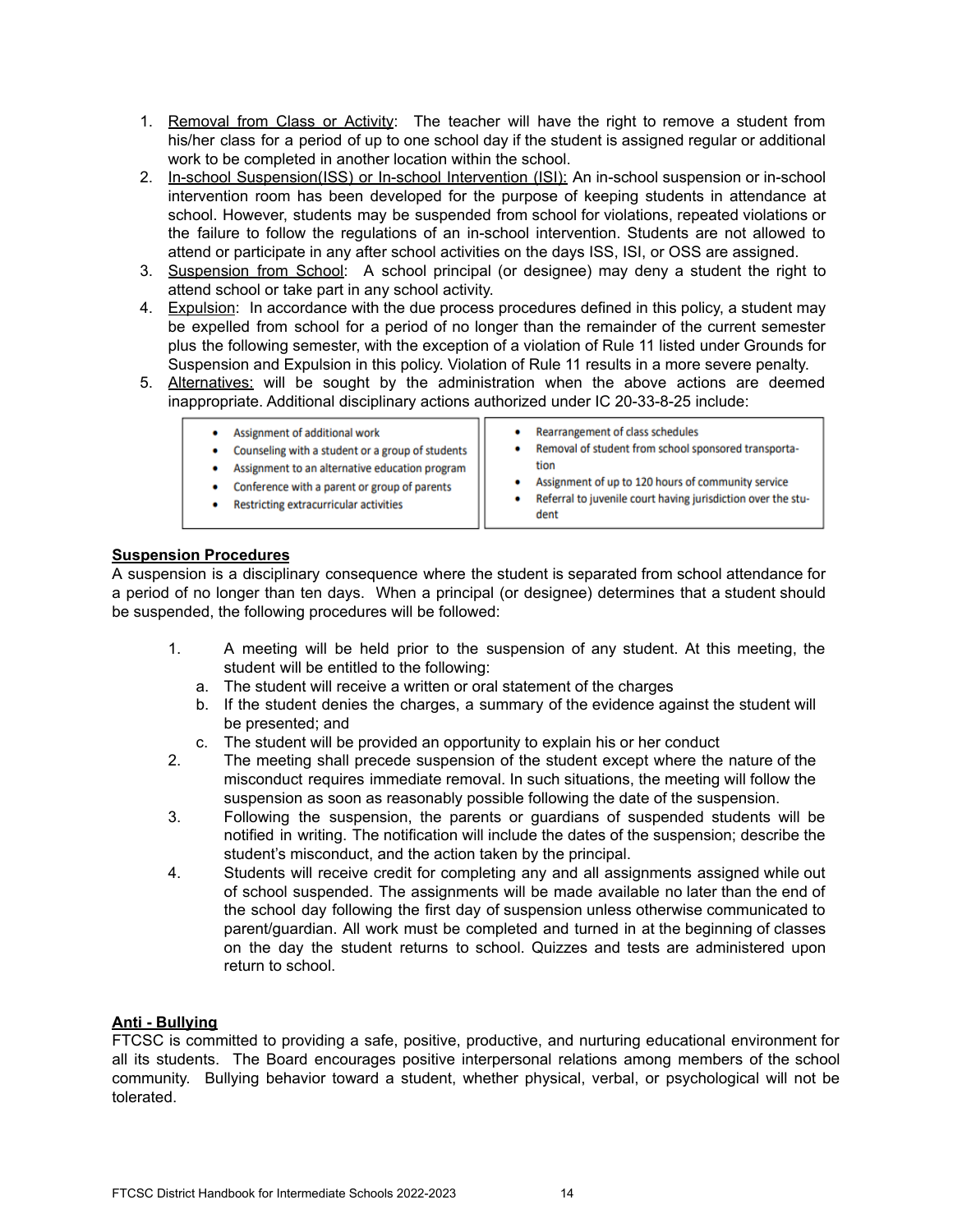1. Removal from Class or Activity: The teacher will have the right to remove a student from his/her class for a period of up to one school day if the student is assigned regular or additional work to be completed in another location within the school.
2. In-school Suspension(ISS) or In-school Intervention (ISI): An in-school suspension or in-school intervention room has been developed for the purpose of keeping students in attendance at school. However, students may be suspended from school for violations, repeated violations or the failure to follow the regulations of an in-school intervention. Students are not allowed to attend or participate in any after school activities on the days ISS, ISI, or OSS are assigned.
3. Suspension from School: A school principal (or designee) may deny a student the right to attend school or take part in any school activity.
4. Expulsion: In accordance with the due process procedures defined in this policy, a student may be expelled from school for a period of no longer than the remainder of the current semester plus the following semester, with the exception of a violation of Rule 11 listed under Grounds for Suspension and Expulsion in this policy. Violation of Rule 11 results in a more severe penalty.
5. Alternatives: will be sought by the administration when the above actions are deemed inappropriate. Additional disciplinary actions authorized under IC 20-33-8-25 include:

| | |
|---|---|
| • Assignment of additional work<br>• Counseling with a student or a group of students<br>• Assignment to an alternative education program<br>• Conference with a parent or group of parents<br>• Restricting extracurricular activities | • Rearrangement of class schedules<br>• Removal of student from school sponsored transportation<br>• Assignment of up to 120 hours of community service<br>• Referral to juvenile court having jurisdiction over the student |

**Suspension Procedures**

A suspension is a disciplinary consequence where the student is separated from school attendance for a period of no longer than ten days. When a principal (or designee) determines that a student should be suspended, the following procedures will be followed:

1. A meeting will be held prior to the suspension of any student. At this meeting, the student will be entitled to the following:
   a. The student will receive a written or oral statement of the charges
   b. If the student denies the charges, a summary of the evidence against the student will be presented; and
   c. The student will be provided an opportunity to explain his or her conduct
2. The meeting shall precede suspension of the student except where the nature of the misconduct requires immediate removal. In such situations, the meeting will follow the suspension as soon as reasonably possible following the date of the suspension.
3. Following the suspension, the parents or guardians of suspended students will be notified in writing. The notification will include the dates of the suspension; describe the student's misconduct, and the action taken by the principal.
4. Students will receive credit for completing any and all assignments assigned while out of school suspended. The assignments will be made available no later than the end of the school day following the first day of suspension unless otherwise communicated to parent/guardian. All work must be completed and turned in at the beginning of classes on the day the student returns to school. Quizzes and tests are administered upon return to school.

**Anti - Bullying**

FTCSC is committed to providing a safe, positive, productive, and nurturing educational environment for all its students. The Board encourages positive interpersonal relations among members of the school community. Bullying behavior toward a student, whether physical, verbal, or psychological will not be tolerated.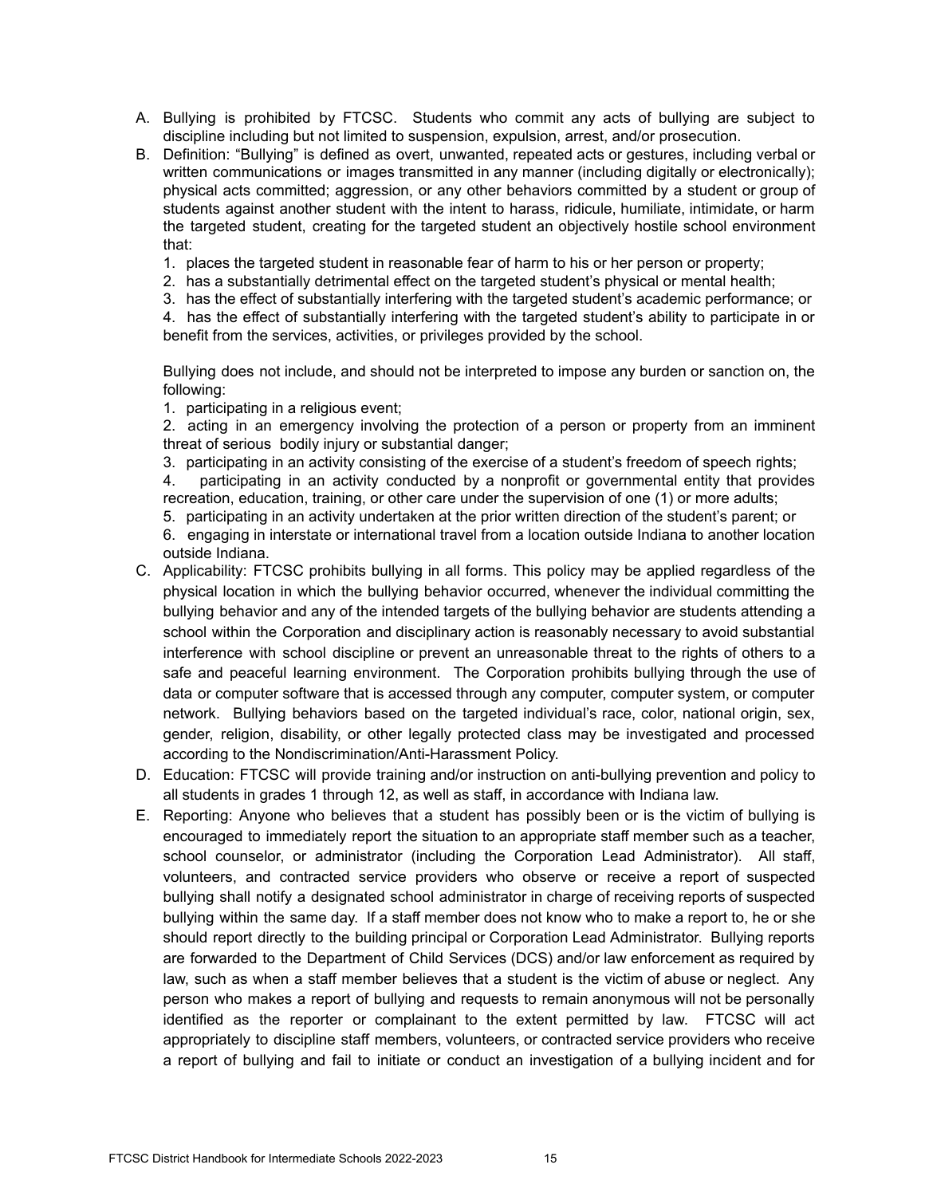A. Bullying is prohibited by FTCSC. Students who commit any acts of bullying are subject to discipline including but not limited to suspension, expulsion, arrest, and/or prosecution.

B. Definition: "Bullying" is defined as overt, unwanted, repeated acts or gestures, including verbal or written communications or images transmitted in any manner (including digitally or electronically); physical acts committed; aggression, or any other behaviors committed by a student or group of students against another student with the intent to harass, ridicule, humiliate, intimidate, or harm the targeted student, creating for the targeted student an objectively hostile school environment that:

   1. places the targeted student in reasonable fear of harm to his or her person or property;
   2. has a substantially detrimental effect on the targeted student's physical or mental health;
   3. has the effect of substantially interfering with the targeted student's academic performance; or
   4. has the effect of substantially interfering with the targeted student's ability to participate in or benefit from the services, activities, or privileges provided by the school.

   Bullying does not include, and should not be interpreted to impose any burden or sanction on, the following:

   1. participating in a religious event;
   2. acting in an emergency involving the protection of a person or property from an imminent threat of serious bodily injury or substantial danger;
   3. participating in an activity consisting of the exercise of a student's freedom of speech rights;
   4. participating in an activity conducted by a nonprofit or governmental entity that provides recreation, education, training, or other care under the supervision of one (1) or more adults;
   5. participating in an activity undertaken at the prior written direction of the student's parent; or
   6. engaging in interstate or international travel from a location outside Indiana to another location outside Indiana.

C. Applicability: FTCSC prohibits bullying in all forms. This policy may be applied regardless of the physical location in which the bullying behavior occurred, whenever the individual committing the bullying behavior and any of the intended targets of the bullying behavior are students attending a school within the Corporation and disciplinary action is reasonably necessary to avoid substantial interference with school discipline or prevent an unreasonable threat to the rights of others to a safe and peaceful learning environment. The Corporation prohibits bullying through the use of data or computer software that is accessed through any computer, computer system, or computer network. Bullying behaviors based on the targeted individual's race, color, national origin, sex, gender, religion, disability, or other legally protected class may be investigated and processed according to the Nondiscrimination/Anti-Harassment Policy.

D. Education: FTCSC will provide training and/or instruction on anti-bullying prevention and policy to all students in grades 1 through 12, as well as staff, in accordance with Indiana law.

E. Reporting: Anyone who believes that a student has possibly been or is the victim of bullying is encouraged to immediately report the situation to an appropriate staff member such as a teacher, school counselor, or administrator (including the Corporation Lead Administrator). All staff, volunteers, and contracted service providers who observe or receive a report of suspected bullying shall notify a designated school administrator in charge of receiving reports of suspected bullying within the same day. If a staff member does not know who to make a report to, he or she should report directly to the building principal or Corporation Lead Administrator. Bullying reports are forwarded to the Department of Child Services (DCS) and/or law enforcement as required by law, such as when a staff member believes that a student is the victim of abuse or neglect. Any person who makes a report of bullying and requests to remain anonymous will not be personally identified as the reporter or complainant to the extent permitted by law. FTCSC will act appropriately to discipline staff members, volunteers, or contracted service providers who receive a report of bullying and fail to initiate or conduct an investigation of a bullying incident and for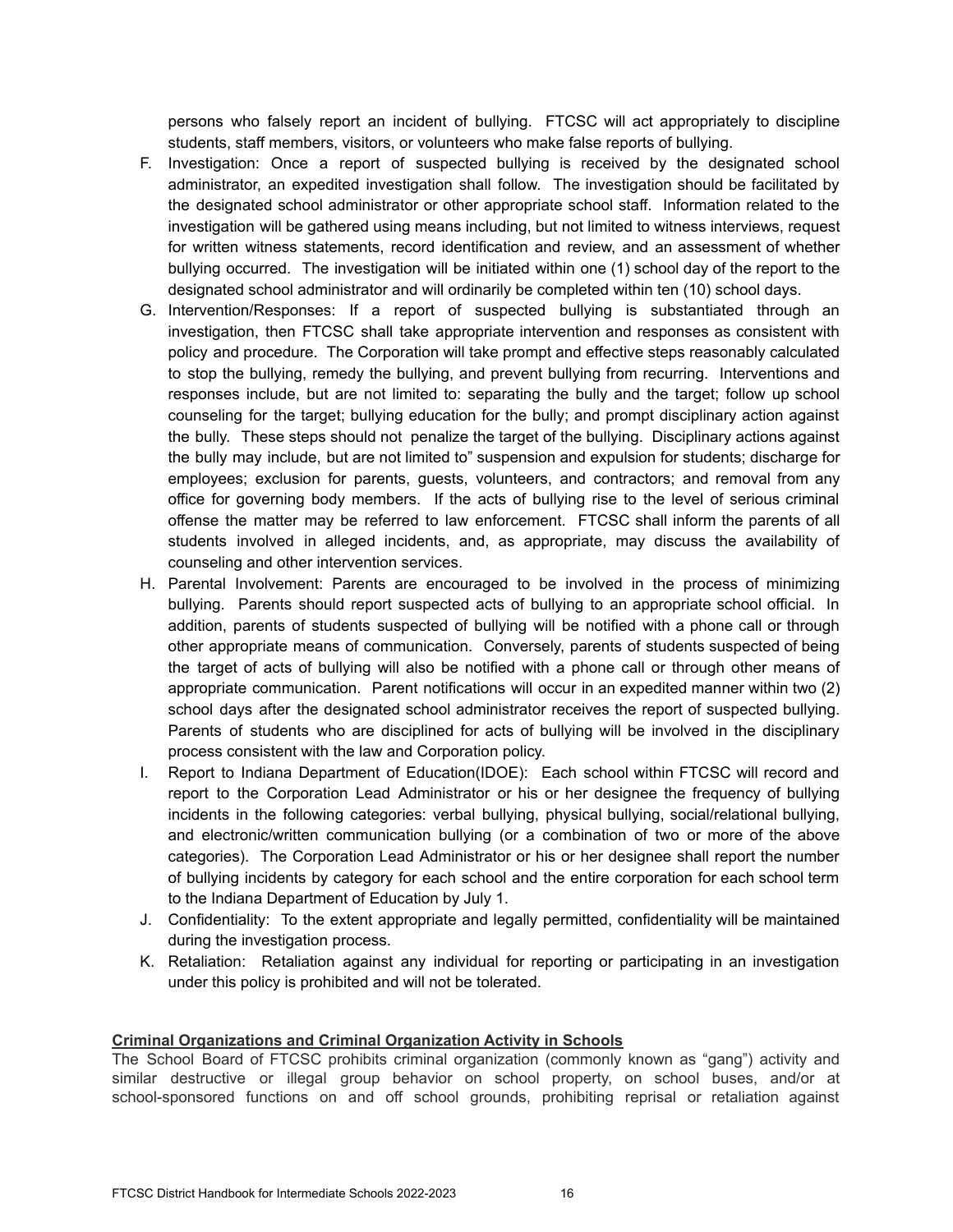persons who falsely report an incident of bullying. FTCSC will act appropriately to discipline students, staff members, visitors, or volunteers who make false reports of bullying.

F. Investigation: Once a report of suspected bullying is received by the designated school administrator, an expedited investigation shall follow. The investigation should be facilitated by the designated school administrator or other appropriate school staff. Information related to the investigation will be gathered using means including, but not limited to witness interviews, request for written witness statements, record identification and review, and an assessment of whether bullying occurred. The investigation will be initiated within one (1) school day of the report to the designated school administrator and will ordinarily be completed within ten (10) school days.
G. Intervention/Responses: If a report of suspected bullying is substantiated through an investigation, then FTCSC shall take appropriate intervention and responses as consistent with policy and procedure. The Corporation will take prompt and effective steps reasonably calculated to stop the bullying, remedy the bullying, and prevent bullying from recurring. Interventions and responses include, but are not limited to: separating the bully and the target; follow up school counseling for the target; bullying education for the bully; and prompt disciplinary action against the bully. These steps should not penalize the target of the bullying. Disciplinary actions against the bully may include, but are not limited to" suspension and expulsion for students; discharge for employees; exclusion for parents, guests, volunteers, and contractors; and removal from any office for governing body members. If the acts of bullying rise to the level of serious criminal offense the matter may be referred to law enforcement. FTCSC shall inform the parents of all students involved in alleged incidents, and, as appropriate, may discuss the availability of counseling and other intervention services.
H. Parental Involvement: Parents are encouraged to be involved in the process of minimizing bullying. Parents should report suspected acts of bullying to an appropriate school official. In addition, parents of students suspected of bullying will be notified with a phone call or through other appropriate means of communication. Conversely, parents of students suspected of being the target of acts of bullying will also be notified with a phone call or through other means of appropriate communication. Parent notifications will occur in an expedited manner within two (2) school days after the designated school administrator receives the report of suspected bullying. Parents of students who are disciplined for acts of bullying will be involved in the disciplinary process consistent with the law and Corporation policy.
I. Report to Indiana Department of Education(IDOE): Each school within FTCSC will record and report to the Corporation Lead Administrator or his or her designee the frequency of bullying incidents in the following categories: verbal bullying, physical bullying, social/relational bullying, and electronic/written communication bullying (or a combination of two or more of the above categories). The Corporation Lead Administrator or his or her designee shall report the number of bullying incidents by category for each school and the entire corporation for each school term to the Indiana Department of Education by July 1.
J. Confidentiality: To the extent appropriate and legally permitted, confidentiality will be maintained during the investigation process.
K. Retaliation: Retaliation against any individual for reporting or participating in an investigation under this policy is prohibited and will not be tolerated.

**Criminal Organizations and Criminal Organization Activity in Schools**

The School Board of FTCSC prohibits criminal organization (commonly known as "gang") activity and similar destructive or illegal group behavior on school property, on school buses, and/or at school-sponsored functions on and off school grounds, prohibiting reprisal or retaliation against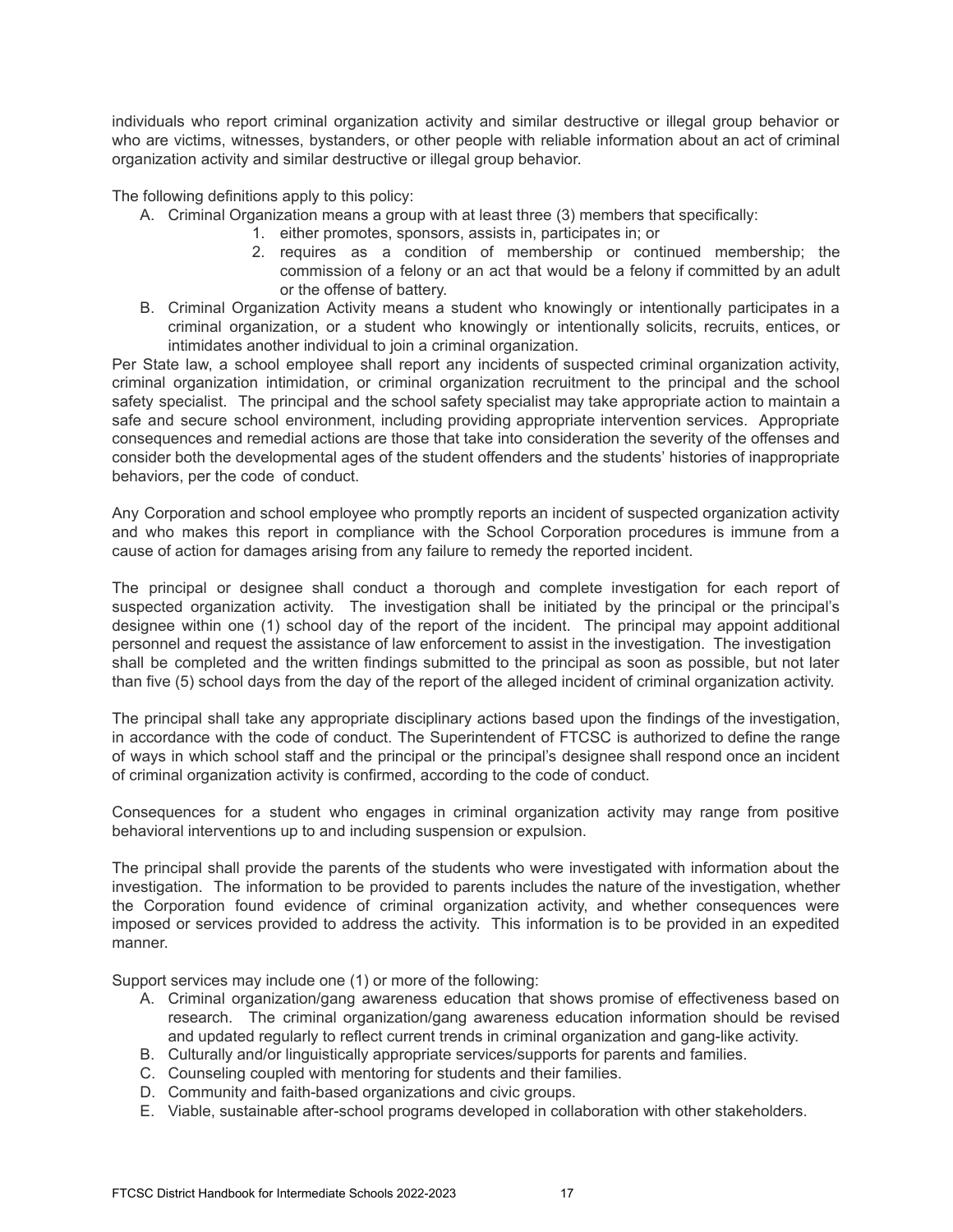individuals who report criminal organization activity and similar destructive or illegal group behavior or who are victims, witnesses, bystanders, or other people with reliable information about an act of criminal organization activity and similar destructive or illegal group behavior.

The following definitions apply to this policy:

A. Criminal Organization means a group with at least three (3) members that specifically:
    1. either promotes, sponsors, assists in, participates in; or
    2. requires as a condition of membership or continued membership; the commission of a felony or an act that would be a felony if committed by an adult or the offense of battery.
B. Criminal Organization Activity means a student who knowingly or intentionally participates in a criminal organization, or a student who knowingly or intentionally solicits, recruits, entices, or intimidates another individual to join a criminal organization.

Per State law, a school employee shall report any incidents of suspected criminal organization activity, criminal organization intimidation, or criminal organization recruitment to the principal and the school safety specialist. The principal and the school safety specialist may take appropriate action to maintain a safe and secure school environment, including providing appropriate intervention services. Appropriate consequences and remedial actions are those that take into consideration the severity of the offenses and consider both the developmental ages of the student offenders and the students' histories of inappropriate behaviors, per the code of conduct.

Any Corporation and school employee who promptly reports an incident of suspected organization activity and who makes this report in compliance with the School Corporation procedures is immune from a cause of action for damages arising from any failure to remedy the reported incident.

The principal or designee shall conduct a thorough and complete investigation for each report of suspected organization activity. The investigation shall be initiated by the principal or the principal's designee within one (1) school day of the report of the incident. The principal may appoint additional personnel and request the assistance of law enforcement to assist in the investigation. The investigation shall be completed and the written findings submitted to the principal as soon as possible, but not later than five (5) school days from the day of the report of the alleged incident of criminal organization activity.

The principal shall take any appropriate disciplinary actions based upon the findings of the investigation, in accordance with the code of conduct. The Superintendent of FTCSC is authorized to define the range of ways in which school staff and the principal or the principal's designee shall respond once an incident of criminal organization activity is confirmed, according to the code of conduct.

Consequences for a student who engages in criminal organization activity may range from positive behavioral interventions up to and including suspension or expulsion.

The principal shall provide the parents of the students who were investigated with information about the investigation. The information to be provided to parents includes the nature of the investigation, whether the Corporation found evidence of criminal organization activity, and whether consequences were imposed or services provided to address the activity. This information is to be provided in an expedited manner.

Support services may include one (1) or more of the following:

A. Criminal organization/gang awareness education that shows promise of effectiveness based on research. The criminal organization/gang awareness education information should be revised and updated regularly to reflect current trends in criminal organization and gang-like activity.
B. Culturally and/or linguistically appropriate services/supports for parents and families.
C. Counseling coupled with mentoring for students and their families.
D. Community and faith-based organizations and civic groups.
E. Viable, sustainable after-school programs developed in collaboration with other stakeholders.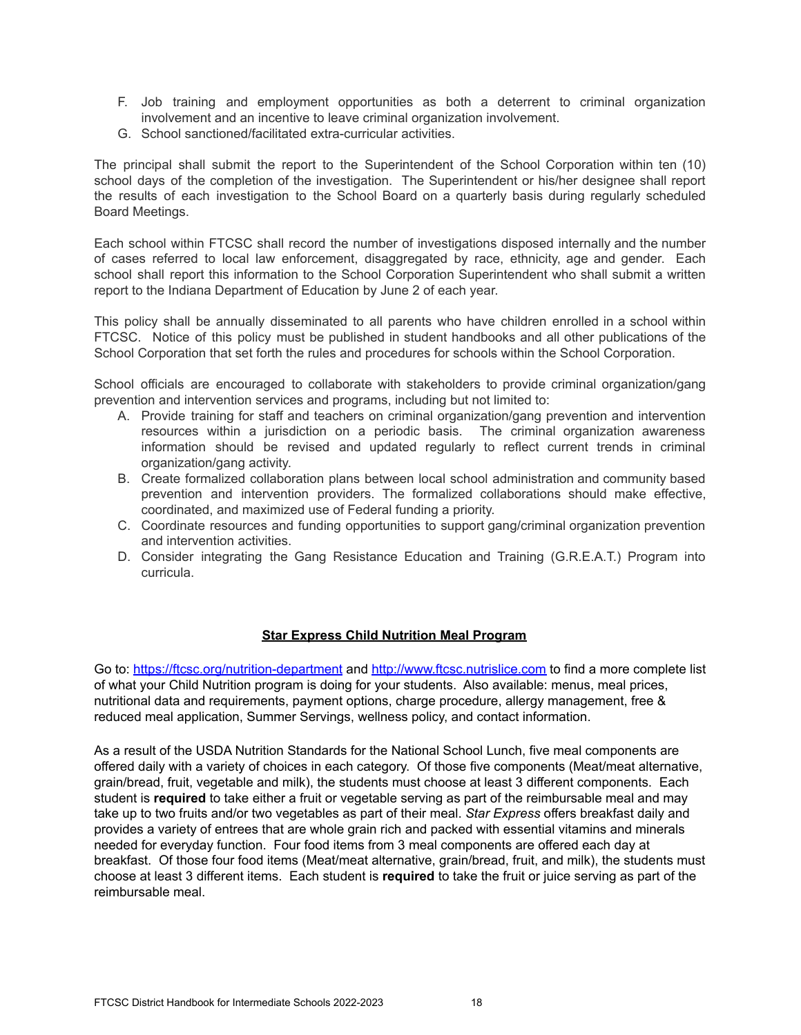F. Job training and employment opportunities as both a deterrent to criminal organization involvement and an incentive to leave criminal organization involvement.
G. School sanctioned/facilitated extra-curricular activities.

The principal shall submit the report to the Superintendent of the School Corporation within ten (10) school days of the completion of the investigation. The Superintendent or his/her designee shall report the results of each investigation to the School Board on a quarterly basis during regularly scheduled Board Meetings.

Each school within FTCSC shall record the number of investigations disposed internally and the number of cases referred to local law enforcement, disaggregated by race, ethnicity, age and gender. Each school shall report this information to the School Corporation Superintendent who shall submit a written report to the Indiana Department of Education by June 2 of each year.

This policy shall be annually disseminated to all parents who have children enrolled in a school within FTCSC. Notice of this policy must be published in student handbooks and all other publications of the School Corporation that set forth the rules and procedures for schools within the School Corporation.

School officials are encouraged to collaborate with stakeholders to provide criminal organization/gang prevention and intervention services and programs, including but not limited to:

A. Provide training for staff and teachers on criminal organization/gang prevention and intervention resources within a jurisdiction on a periodic basis. The criminal organization awareness information should be revised and updated regularly to reflect current trends in criminal organization/gang activity.
B. Create formalized collaboration plans between local school administration and community based prevention and intervention providers. The formalized collaborations should make effective, coordinated, and maximized use of Federal funding a priority.
C. Coordinate resources and funding opportunities to support gang/criminal organization prevention and intervention activities.
D. Consider integrating the Gang Resistance Education and Training (G.R.E.A.T.) Program into curricula.

## Star Express Child Nutrition Meal Program

Go to: [https://ftcsc.org/nutrition-department](https://ftcsc.org/nutrition-department) and [http://www.ftcsc.nutrislice.com](http://www.ftcsc.nutrislice.com) to find a more complete list of what your Child Nutrition program is doing for your students. Also available: menus, meal prices, nutritional data and requirements, payment options, charge procedure, allergy management, free & reduced meal application, Summer Servings, wellness policy, and contact information.

As a result of the USDA Nutrition Standards for the National School Lunch, five meal components are offered daily with a variety of choices in each category. Of those five components (Meat/meat alternative, grain/bread, fruit, vegetable and milk), the students must choose at least 3 different components. Each student is **required** to take either a fruit or vegetable serving as part of the reimbursable meal and may take up to two fruits and/or two vegetables as part of their meal. *Star Express* offers breakfast daily and provides a variety of entrees that are whole grain rich and packed with essential vitamins and minerals needed for everyday function. Four food items from 3 meal components are offered each day at breakfast. Of those four food items (Meat/meat alternative, grain/bread, fruit, and milk), the students must choose at least 3 different items. Each student is **required** to take the fruit or juice serving as part of the reimbursable meal.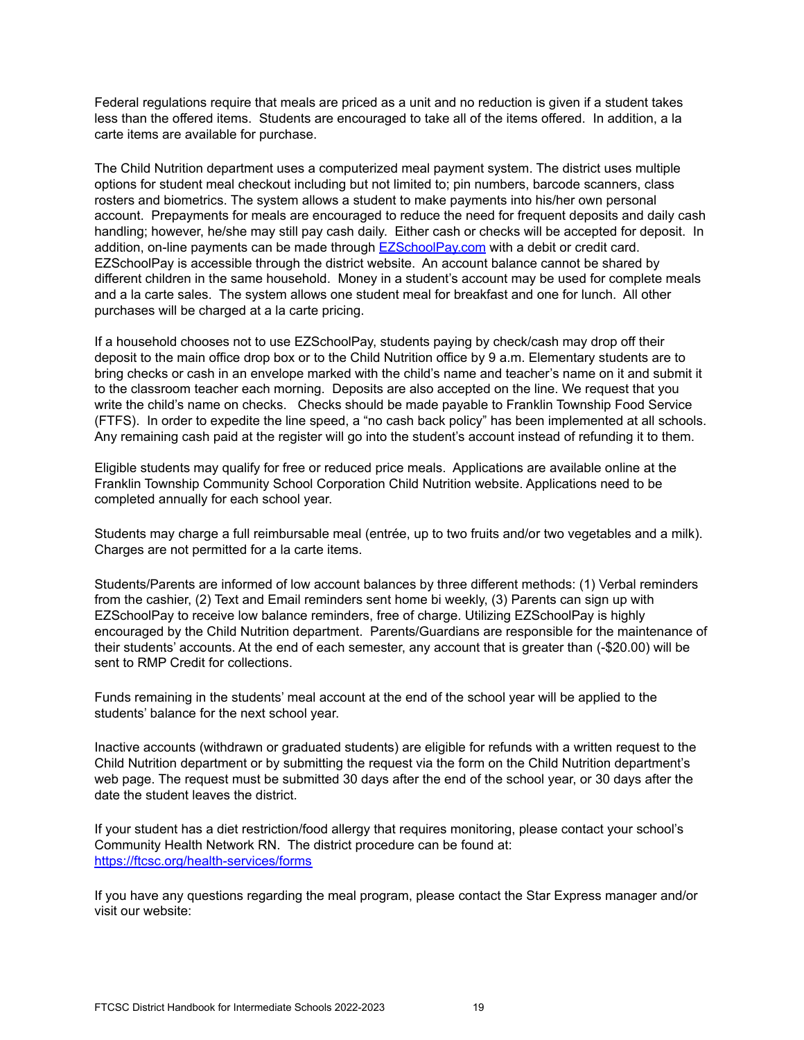Federal regulations require that meals are priced as a unit and no reduction is given if a student takes less than the offered items. Students are encouraged to take all of the items offered. In addition, a la carte items are available for purchase.

The Child Nutrition department uses a computerized meal payment system. The district uses multiple options for student meal checkout including but not limited to; pin numbers, barcode scanners, class rosters and biometrics. The system allows a student to make payments into his/her own personal account. Prepayments for meals are encouraged to reduce the need for frequent deposits and daily cash handling; however, he/she may still pay cash daily. Either cash or checks will be accepted for deposit. In addition, on-line payments can be made through [EZSchoolPay.com](EZSchoolPay.com) with a debit or credit card. EZSchoolPay is accessible through the district website. An account balance cannot be shared by different children in the same household. Money in a student's account may be used for complete meals and a la carte sales. The system allows one student meal for breakfast and one for lunch. All other purchases will be charged at a la carte pricing.

If a household chooses not to use EZSchoolPay, students paying by check/cash may drop off their deposit to the main office drop box or to the Child Nutrition office by 9 a.m. Elementary students are to bring checks or cash in an envelope marked with the child's name and teacher's name on it and submit it to the classroom teacher each morning. Deposits are also accepted on the line. We request that you write the child's name on checks. Checks should be made payable to Franklin Township Food Service (FTFS). In order to expedite the line speed, a "no cash back policy" has been implemented at all schools. Any remaining cash paid at the register will go into the student's account instead of refunding it to them.

Eligible students may qualify for free or reduced price meals. Applications are available online at the Franklin Township Community School Corporation Child Nutrition website. Applications need to be completed annually for each school year.

Students may charge a full reimbursable meal (entrée, up to two fruits and/or two vegetables and a milk). Charges are not permitted for a la carte items.

Students/Parents are informed of low account balances by three different methods: (1) Verbal reminders from the cashier, (2) Text and Email reminders sent home bi weekly, (3) Parents can sign up with EZSchoolPay to receive low balance reminders, free of charge. Utilizing EZSchoolPay is highly encouraged by the Child Nutrition department. Parents/Guardians are responsible for the maintenance of their students' accounts. At the end of each semester, any account that is greater than (-$20.00) will be sent to RMP Credit for collections.

Funds remaining in the students' meal account at the end of the school year will be applied to the students' balance for the next school year.

Inactive accounts (withdrawn or graduated students) are eligible for refunds with a written request to the Child Nutrition department or by submitting the request via the form on the Child Nutrition department's web page. The request must be submitted 30 days after the end of the school year, or 30 days after the date the student leaves the district.

If your student has a diet restriction/food allergy that requires monitoring, please contact your school's Community Health Network RN. The district procedure can be found at: [https://ftcsc.org/health-services/forms](https://ftcsc.org/health-services/forms)

If you have any questions regarding the meal program, please contact the Star Express manager and/or visit our website: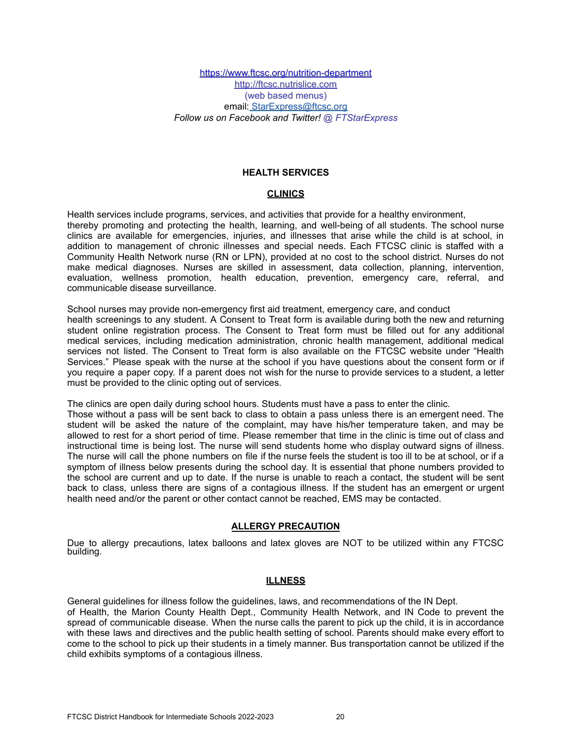https://www.ftcsc.org/nutrition-department
http://ftcsc.nutrislice.com
(web based menus)
email: StarExpress@ftcsc.org
*Follow us on Facebook and Twitter! @ FTStarExpress*

## HEALTH SERVICES

### CLINICS

Health services include programs, services, and activities that provide for a healthy environment, thereby promoting and protecting the health, learning, and well-being of all students. The school nurse clinics are available for emergencies, injuries, and illnesses that arise while the child is at school, in addition to management of chronic illnesses and special needs. Each FTCSC clinic is staffed with a Community Health Network nurse (RN or LPN), provided at no cost to the school district. Nurses do not make medical diagnoses. Nurses are skilled in assessment, data collection, planning, intervention, evaluation, wellness promotion, health education, prevention, emergency care, referral, and communicable disease surveillance.

School nurses may provide non-emergency first aid treatment, emergency care, and conduct health screenings to any student. A Consent to Treat form is available during both the new and returning student online registration process. The Consent to Treat form must be filled out for any additional medical services, including medication administration, chronic health management, additional medical services not listed. The Consent to Treat form is also available on the FTCSC website under "Health Services." Please speak with the nurse at the school if you have questions about the consent form or if you require a paper copy. If a parent does not wish for the nurse to provide services to a student, a letter must be provided to the clinic opting out of services.

The clinics are open daily during school hours. Students must have a pass to enter the clinic. Those without a pass will be sent back to class to obtain a pass unless there is an emergent need. The student will be asked the nature of the complaint, may have his/her temperature taken, and may be allowed to rest for a short period of time. Please remember that time in the clinic is time out of class and instructional time is being lost. The nurse will send students home who display outward signs of illness. The nurse will call the phone numbers on file if the nurse feels the student is too ill to be at school, or if a symptom of illness below presents during the school day. It is essential that phone numbers provided to the school are current and up to date. If the nurse is unable to reach a contact, the student will be sent back to class, unless there are signs of a contagious illness. If the student has an emergent or urgent health need and/or the parent or other contact cannot be reached, EMS may be contacted.

### ALLERGY PRECAUTION

Due to allergy precautions, latex balloons and latex gloves are NOT to be utilized within any FTCSC building.

### ILLNESS

General guidelines for illness follow the guidelines, laws, and recommendations of the IN Dept. of Health, the Marion County Health Dept., Community Health Network, and IN Code to prevent the spread of communicable disease. When the nurse calls the parent to pick up the child, it is in accordance with these laws and directives and the public health setting of school. Parents should make every effort to come to the school to pick up their students in a timely manner. Bus transportation cannot be utilized if the child exhibits symptoms of a contagious illness.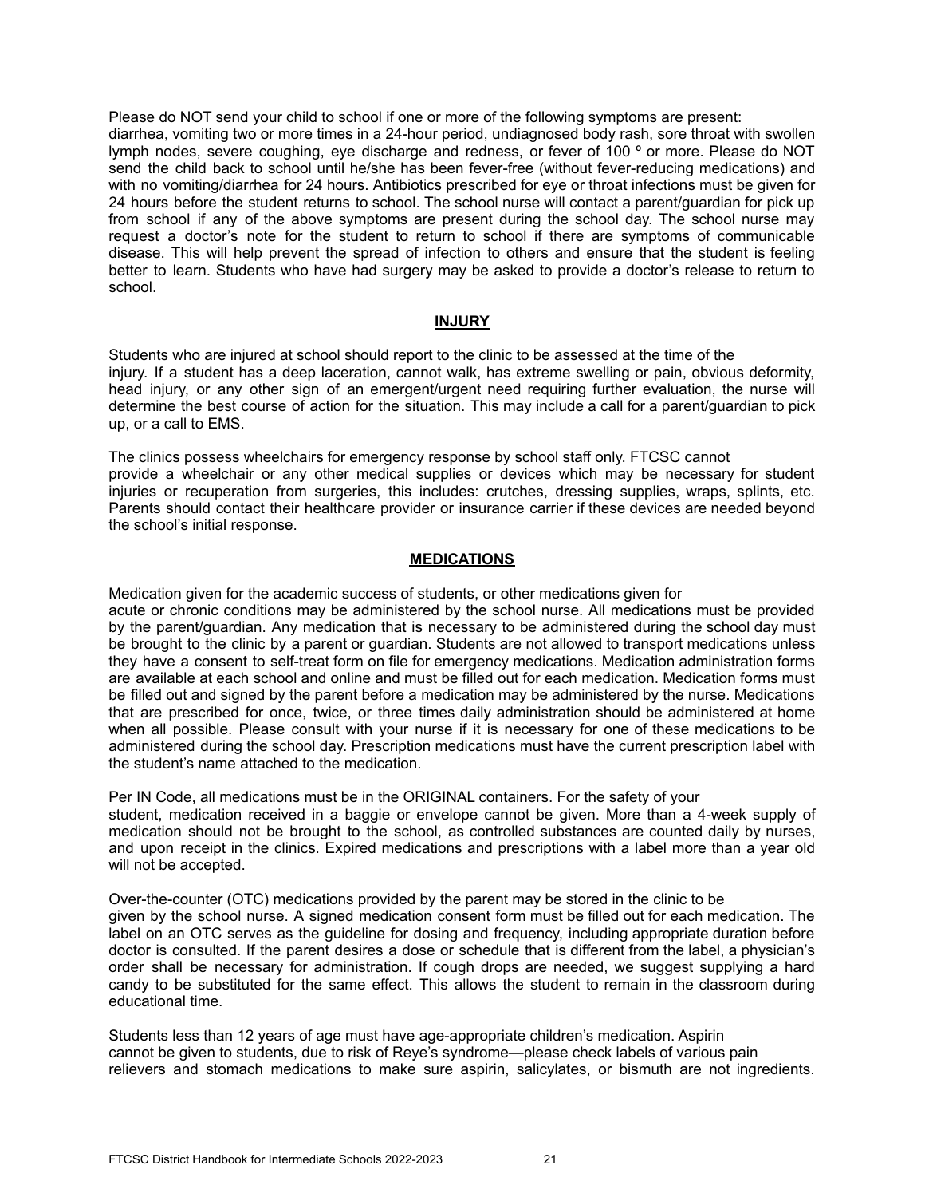Please do NOT send your child to school if one or more of the following symptoms are present: diarrhea, vomiting two or more times in a 24-hour period, undiagnosed body rash, sore throat with swollen lymph nodes, severe coughing, eye discharge and redness, or fever of 100 º or more. Please do NOT send the child back to school until he/she has been fever-free (without fever-reducing medications) and with no vomiting/diarrhea for 24 hours. Antibiotics prescribed for eye or throat infections must be given for 24 hours before the student returns to school. The school nurse will contact a parent/guardian for pick up from school if any of the above symptoms are present during the school day. The school nurse may request a doctor's note for the student to return to school if there are symptoms of communicable disease. This will help prevent the spread of infection to others and ensure that the student is feeling better to learn. Students who have had surgery may be asked to provide a doctor's release to return to school.

## INJURY

Students who are injured at school should report to the clinic to be assessed at the time of the injury. If a student has a deep laceration, cannot walk, has extreme swelling or pain, obvious deformity, head injury, or any other sign of an emergent/urgent need requiring further evaluation, the nurse will determine the best course of action for the situation. This may include a call for a parent/guardian to pick up, or a call to EMS.

The clinics possess wheelchairs for emergency response by school staff only. FTCSC cannot provide a wheelchair or any other medical supplies or devices which may be necessary for student injuries or recuperation from surgeries, this includes: crutches, dressing supplies, wraps, splints, etc. Parents should contact their healthcare provider or insurance carrier if these devices are needed beyond the school's initial response.

## MEDICATIONS

Medication given for the academic success of students, or other medications given for acute or chronic conditions may be administered by the school nurse. All medications must be provided by the parent/guardian. Any medication that is necessary to be administered during the school day must be brought to the clinic by a parent or guardian. Students are not allowed to transport medications unless they have a consent to self-treat form on file for emergency medications. Medication administration forms are available at each school and online and must be filled out for each medication. Medication forms must be filled out and signed by the parent before a medication may be administered by the nurse. Medications that are prescribed for once, twice, or three times daily administration should be administered at home when all possible. Please consult with your nurse if it is necessary for one of these medications to be administered during the school day. Prescription medications must have the current prescription label with the student's name attached to the medication.

Per IN Code, all medications must be in the ORIGINAL containers. For the safety of your student, medication received in a baggie or envelope cannot be given. More than a 4-week supply of medication should not be brought to the school, as controlled substances are counted daily by nurses, and upon receipt in the clinics. Expired medications and prescriptions with a label more than a year old will not be accepted.

Over-the-counter (OTC) medications provided by the parent may be stored in the clinic to be given by the school nurse. A signed medication consent form must be filled out for each medication. The label on an OTC serves as the guideline for dosing and frequency, including appropriate duration before doctor is consulted. If the parent desires a dose or schedule that is different from the label, a physician's order shall be necessary for administration. If cough drops are needed, we suggest supplying a hard candy to be substituted for the same effect. This allows the student to remain in the classroom during educational time.

Students less than 12 years of age must have age-appropriate children's medication. Aspirin cannot be given to students, due to risk of Reye's syndrome—please check labels of various pain relievers and stomach medications to make sure aspirin, salicylates, or bismuth are not ingredients.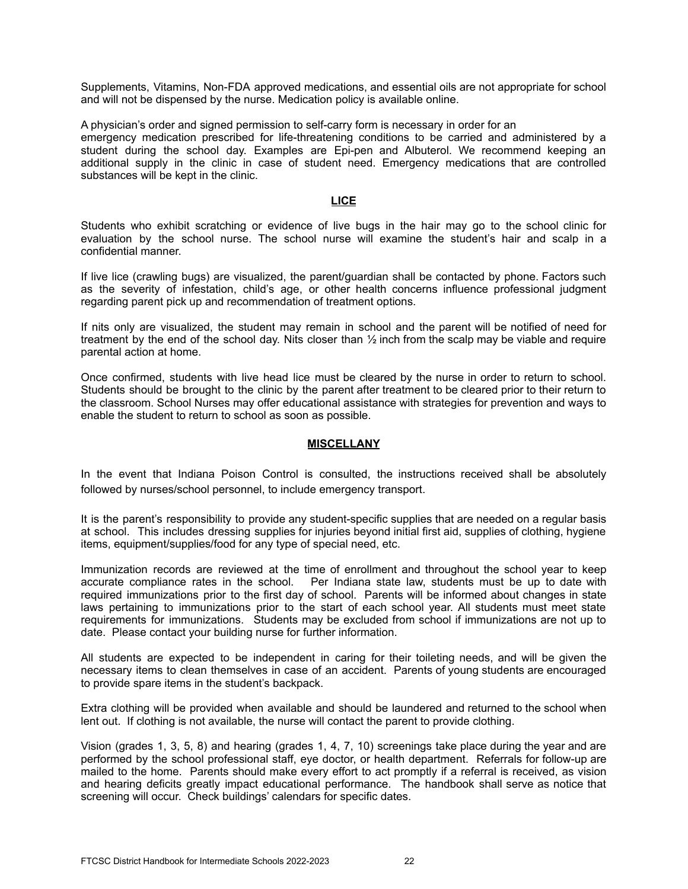Supplements, Vitamins, Non-FDA approved medications, and essential oils are not appropriate for school and will not be dispensed by the nurse. Medication policy is available online.

A physician's order and signed permission to self-carry form is necessary in order for an emergency medication prescribed for life-threatening conditions to be carried and administered by a student during the school day. Examples are Epi-pen and Albuterol. We recommend keeping an additional supply in the clinic in case of student need. Emergency medications that are controlled substances will be kept in the clinic.

## LICE

Students who exhibit scratching or evidence of live bugs in the hair may go to the school clinic for evaluation by the school nurse. The school nurse will examine the student's hair and scalp in a confidential manner.

If live lice (crawling bugs) are visualized, the parent/guardian shall be contacted by phone. Factors such as the severity of infestation, child's age, or other health concerns influence professional judgment regarding parent pick up and recommendation of treatment options.

If nits only are visualized, the student may remain in school and the parent will be notified of need for treatment by the end of the school day. Nits closer than ½ inch from the scalp may be viable and require parental action at home.

Once confirmed, students with live head lice must be cleared by the nurse in order to return to school. Students should be brought to the clinic by the parent after treatment to be cleared prior to their return to the classroom. School Nurses may offer educational assistance with strategies for prevention and ways to enable the student to return to school as soon as possible.

## MISCELLANY

In the event that Indiana Poison Control is consulted, the instructions received shall be absolutely followed by nurses/school personnel, to include emergency transport.

It is the parent's responsibility to provide any student-specific supplies that are needed on a regular basis at school. This includes dressing supplies for injuries beyond initial first aid, supplies of clothing, hygiene items, equipment/supplies/food for any type of special need, etc.

Immunization records are reviewed at the time of enrollment and throughout the school year to keep accurate compliance rates in the school. Per Indiana state law, students must be up to date with required immunizations prior to the first day of school. Parents will be informed about changes in state laws pertaining to immunizations prior to the start of each school year. All students must meet state requirements for immunizations. Students may be excluded from school if immunizations are not up to date. Please contact your building nurse for further information.

All students are expected to be independent in caring for their toileting needs, and will be given the necessary items to clean themselves in case of an accident. Parents of young students are encouraged to provide spare items in the student's backpack.

Extra clothing will be provided when available and should be laundered and returned to the school when lent out. If clothing is not available, the nurse will contact the parent to provide clothing.

Vision (grades 1, 3, 5, 8) and hearing (grades 1, 4, 7, 10) screenings take place during the year and are performed by the school professional staff, eye doctor, or health department. Referrals for follow-up are mailed to the home. Parents should make every effort to act promptly if a referral is received, as vision and hearing deficits greatly impact educational performance. The handbook shall serve as notice that screening will occur. Check buildings' calendars for specific dates.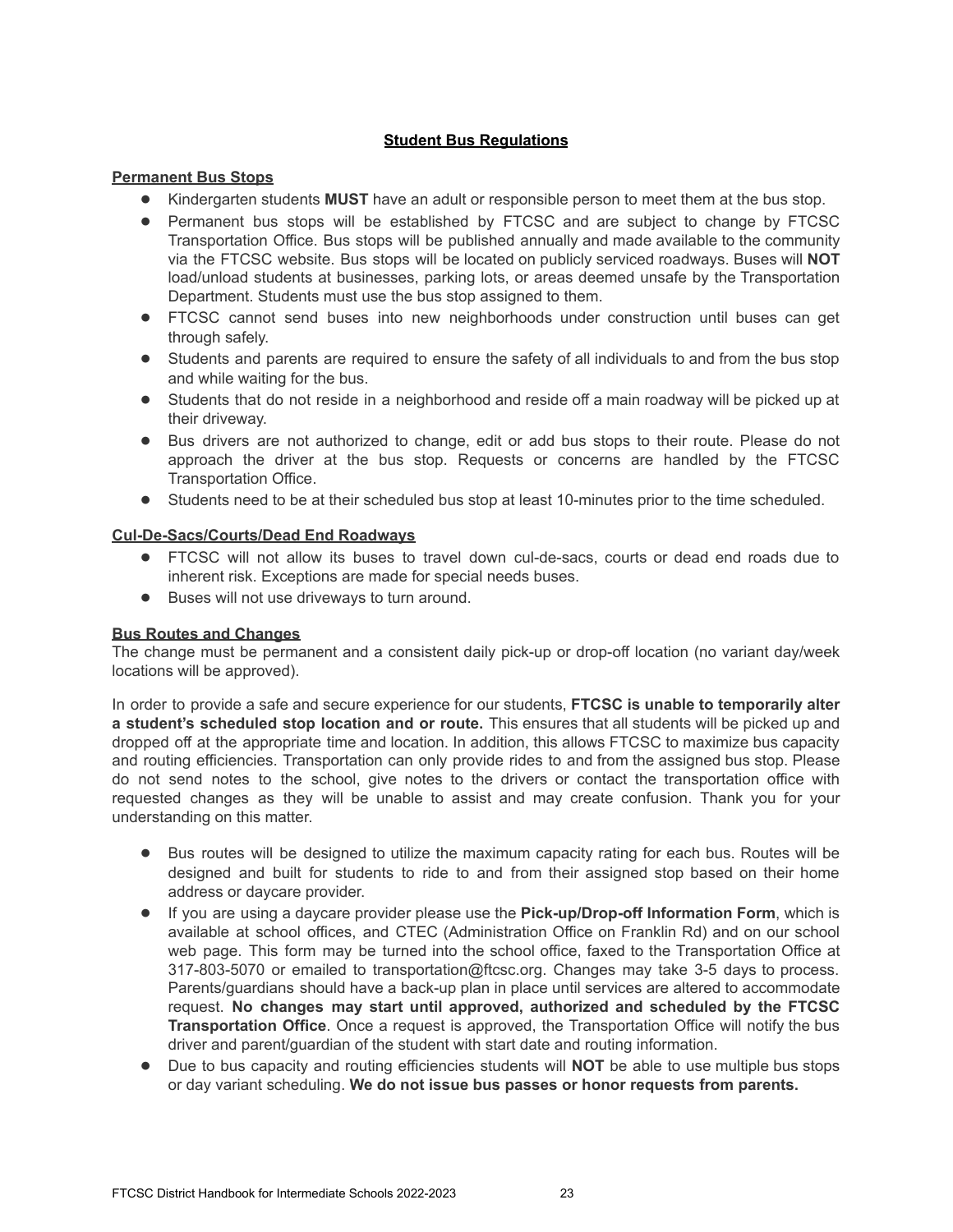# Student Bus Regulations

## Permanent Bus Stops

- Kindergarten students **MUST** have an adult or responsible person to meet them at the bus stop.
- Permanent bus stops will be established by FTCSC and are subject to change by FTCSC Transportation Office. Bus stops will be published annually and made available to the community via the FTCSC website. Bus stops will be located on publicly serviced roadways. Buses will **NOT** load/unload students at businesses, parking lots, or areas deemed unsafe by the Transportation Department. Students must use the bus stop assigned to them.
- FTCSC cannot send buses into new neighborhoods under construction until buses can get through safely.
- Students and parents are required to ensure the safety of all individuals to and from the bus stop and while waiting for the bus.
- Students that do not reside in a neighborhood and reside off a main roadway will be picked up at their driveway.
- Bus drivers are not authorized to change, edit or add bus stops to their route. Please do not approach the driver at the bus stop. Requests or concerns are handled by the FTCSC Transportation Office.
- Students need to be at their scheduled bus stop at least 10-minutes prior to the time scheduled.

## Cul-De-Sacs/Courts/Dead End Roadways

- FTCSC will not allow its buses to travel down cul-de-sacs, courts or dead end roads due to inherent risk. Exceptions are made for special needs buses.
- Buses will not use driveways to turn around.

## Bus Routes and Changes

The change must be permanent and a consistent daily pick-up or drop-off location (no variant day/week locations will be approved).

In order to provide a safe and secure experience for our students, **FTCSC is unable to temporarily alter a student's scheduled stop location and or route.** This ensures that all students will be picked up and dropped off at the appropriate time and location. In addition, this allows FTCSC to maximize bus capacity and routing efficiencies. Transportation can only provide rides to and from the assigned bus stop. Please do not send notes to the school, give notes to the drivers or contact the transportation office with requested changes as they will be unable to assist and may create confusion. Thank you for your understanding on this matter.

- Bus routes will be designed to utilize the maximum capacity rating for each bus. Routes will be designed and built for students to ride to and from their assigned stop based on their home address or daycare provider.
- If you are using a daycare provider please use the **Pick-up/Drop-off Information Form**, which is available at school offices, and CTEC (Administration Office on Franklin Rd) and on our school web page. This form may be turned into the school office, faxed to the Transportation Office at 317-803-5070 or emailed to transportation@ftcsc.org. Changes may take 3-5 days to process. Parents/guardians should have a back-up plan in place until services are altered to accommodate request. **No changes may start until approved, authorized and scheduled by the FTCSC Transportation Office**. Once a request is approved, the Transportation Office will notify the bus driver and parent/guardian of the student with start date and routing information.
- Due to bus capacity and routing efficiencies students will **NOT** be able to use multiple bus stops or day variant scheduling. **We do not issue bus passes or honor requests from parents.**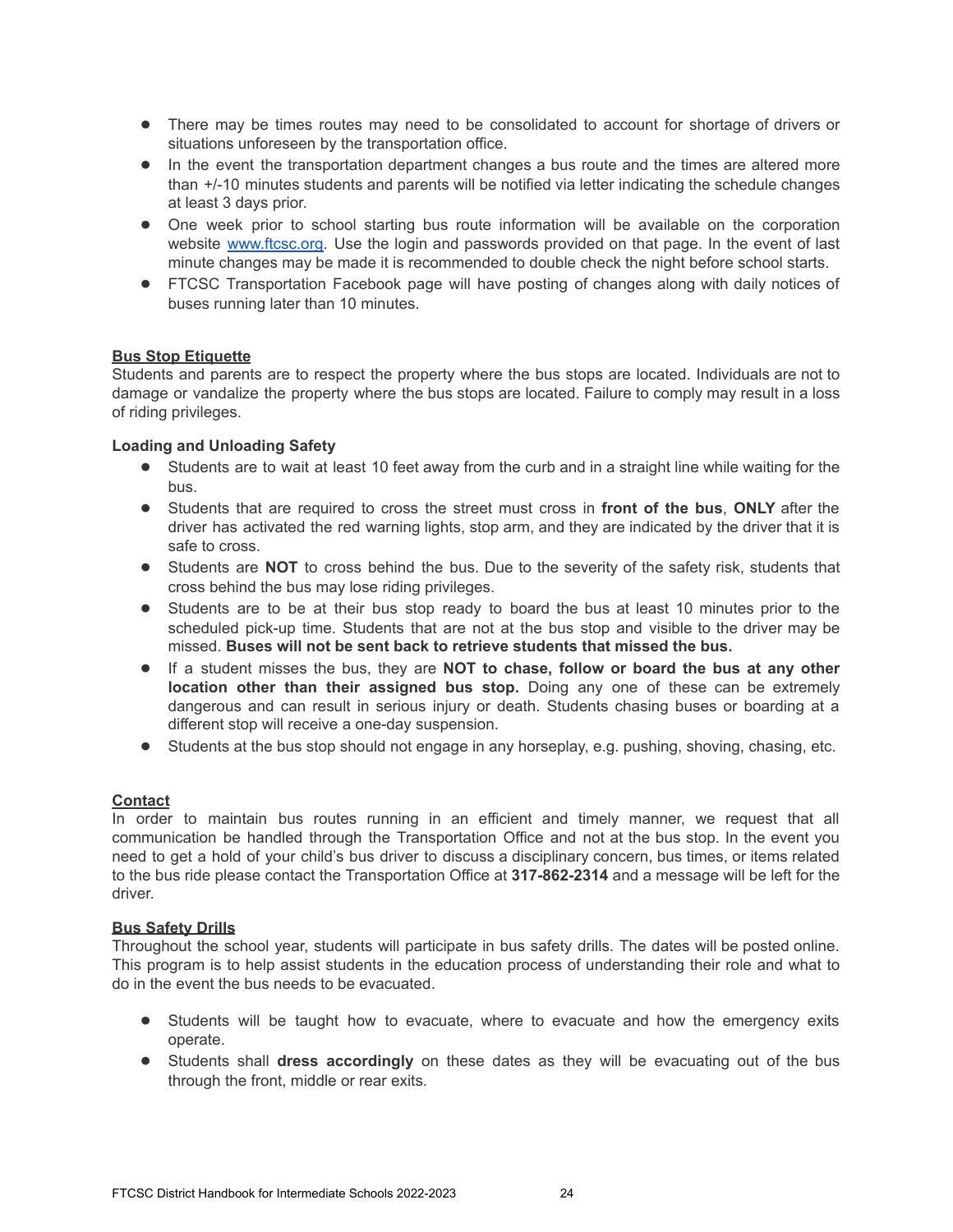- There may be times routes may need to be consolidated to account for shortage of drivers or situations unforeseen by the transportation office.
- In the event the transportation department changes a bus route and the times are altered more than +/-10 minutes students and parents will be notified via letter indicating the schedule changes at least 3 days prior.
- One week prior to school starting bus route information will be available on the corporation website [www.ftcsc.org](http://www.ftcsc.org). Use the login and passwords provided on that page. In the event of last minute changes may be made it is recommended to double check the night before school starts.
- FTCSC Transportation Facebook page will have posting of changes along with daily notices of buses running later than 10 minutes.

## Bus Stop Etiquette

Students and parents are to respect the property where the bus stops are located. Individuals are not to damage or vandalize the property where the bus stops are located. Failure to comply may result in a loss of riding privileges.

### Loading and Unloading Safety

- Students are to wait at least 10 feet away from the curb and in a straight line while waiting for the bus.
- Students that are required to cross the street must cross in **front of the bus**, **ONLY** after the driver has activated the red warning lights, stop arm, and they are indicated by the driver that it is safe to cross.
- Students are **NOT** to cross behind the bus. Due to the severity of the safety risk, students that cross behind the bus may lose riding privileges.
- Students are to be at their bus stop ready to board the bus at least 10 minutes prior to the scheduled pick-up time. Students that are not at the bus stop and visible to the driver may be missed. **Buses will not be sent back to retrieve students that missed the bus.**
- If a student misses the bus, they are **NOT to chase, follow or board the bus at any other location other than their assigned bus stop.** Doing any one of these can be extremely dangerous and can result in serious injury or death. Students chasing buses or boarding at a different stop will receive a one-day suspension.
- Students at the bus stop should not engage in any horseplay, e.g. pushing, shoving, chasing, etc.

## Contact

In order to maintain bus routes running in an efficient and timely manner, we request that all communication be handled through the Transportation Office and not at the bus stop. In the event you need to get a hold of your child's bus driver to discuss a disciplinary concern, bus times, or items related to the bus ride please contact the Transportation Office at **317-862-2314** and a message will be left for the driver.

## Bus Safety Drills

Throughout the school year, students will participate in bus safety drills. The dates will be posted online. This program is to help assist students in the education process of understanding their role and what to do in the event the bus needs to be evacuated.

- Students will be taught how to evacuate, where to evacuate and how the emergency exits operate.
- Students shall **dress accordingly** on these dates as they will be evacuating out of the bus through the front, middle or rear exits.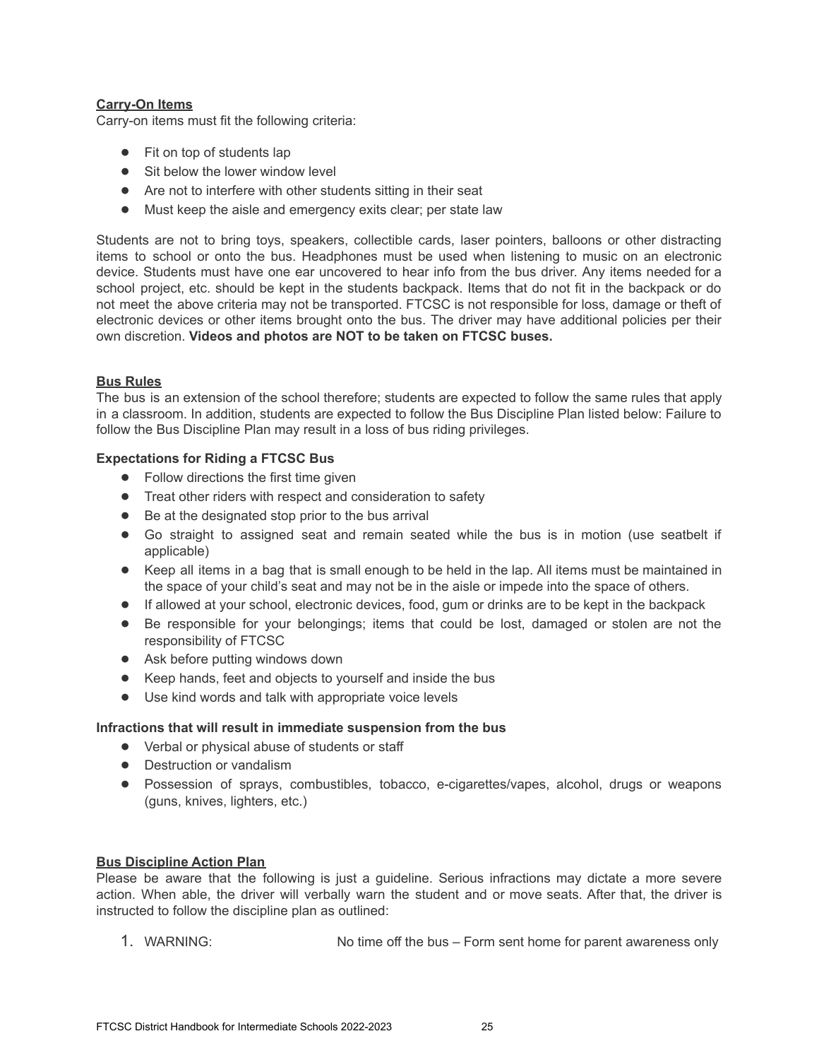## Carry-On Items

Carry-on items must fit the following criteria:

- Fit on top of students lap
- Sit below the lower window level
- Are not to interfere with other students sitting in their seat
- Must keep the aisle and emergency exits clear; per state law

Students are not to bring toys, speakers, collectible cards, laser pointers, balloons or other distracting items to school or onto the bus. Headphones must be used when listening to music on an electronic device. Students must have one ear uncovered to hear info from the bus driver. Any items needed for a school project, etc. should be kept in the students backpack. Items that do not fit in the backpack or do not meet the above criteria may not be transported. FTCSC is not responsible for loss, damage or theft of electronic devices or other items brought onto the bus. The driver may have additional policies per their own discretion. **Videos and photos are NOT to be taken on FTCSC buses.**

## Bus Rules

The bus is an extension of the school therefore; students are expected to follow the same rules that apply in a classroom. In addition, students are expected to follow the Bus Discipline Plan listed below: Failure to follow the Bus Discipline Plan may result in a loss of bus riding privileges.

### Expectations for Riding a FTCSC Bus

- Follow directions the first time given
- Treat other riders with respect and consideration to safety
- Be at the designated stop prior to the bus arrival
- Go straight to assigned seat and remain seated while the bus is in motion (use seatbelt if applicable)
- Keep all items in a bag that is small enough to be held in the lap. All items must be maintained in the space of your child's seat and may not be in the aisle or impede into the space of others.
- If allowed at your school, electronic devices, food, gum or drinks are to be kept in the backpack
- Be responsible for your belongings; items that could be lost, damaged or stolen are not the responsibility of FTCSC
- Ask before putting windows down
- Keep hands, feet and objects to yourself and inside the bus
- Use kind words and talk with appropriate voice levels

### Infractions that will result in immediate suspension from the bus

- Verbal or physical abuse of students or staff
- Destruction or vandalism
- Possession of sprays, combustibles, tobacco, e-cigarettes/vapes, alcohol, drugs or weapons (guns, knives, lighters, etc.)

## Bus Discipline Action Plan

Please be aware that the following is just a guideline. Serious infractions may dictate a more severe action. When able, the driver will verbally warn the student and or move seats. After that, the driver is instructed to follow the discipline plan as outlined:

1. WARNING: No time off the bus – Form sent home for parent awareness only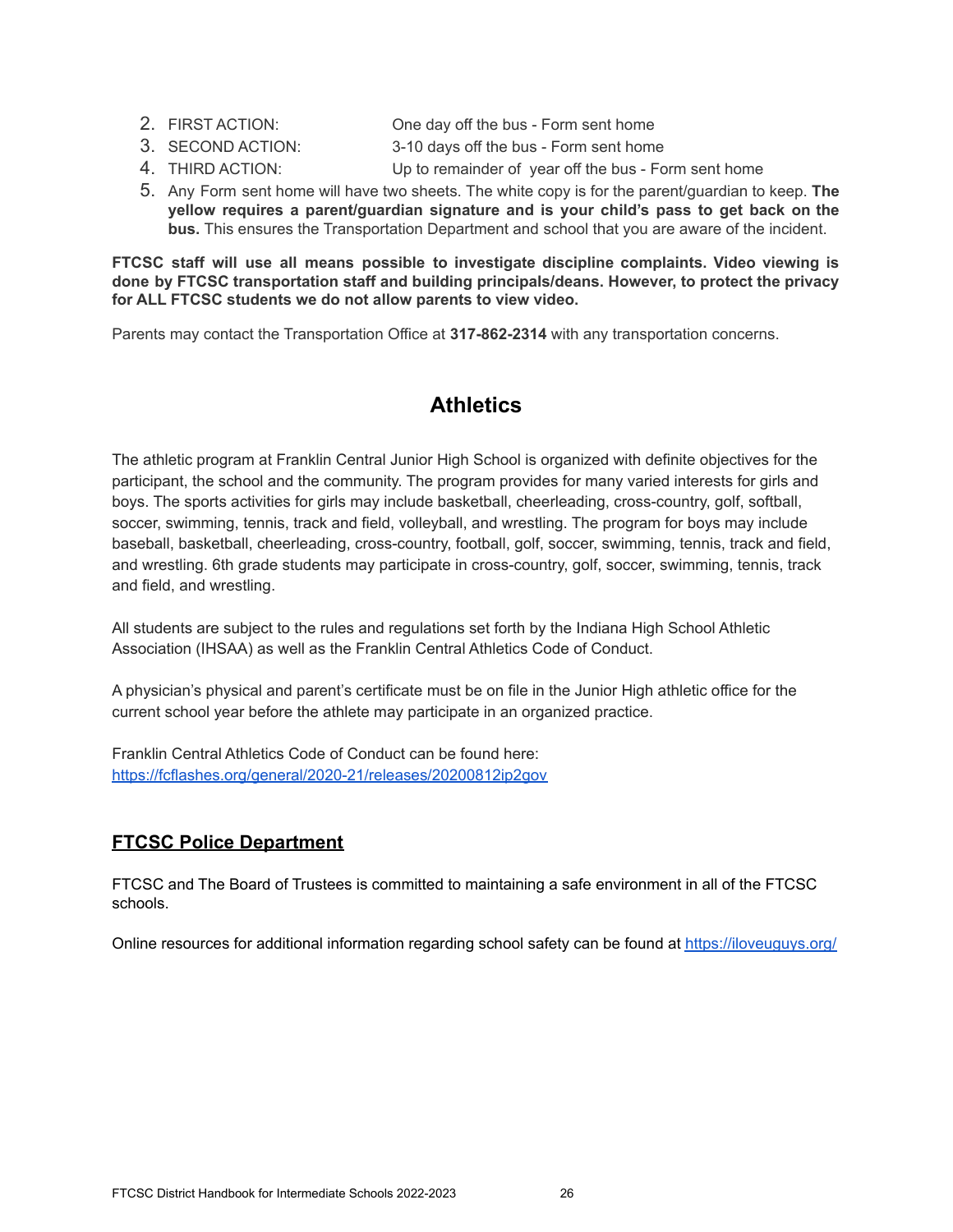2. FIRST ACTION: One day off the bus - Form sent home
3. SECOND ACTION: 3-10 days off the bus - Form sent home
4. THIRD ACTION: Up to remainder of year off the bus - Form sent home
5. Any Form sent home will have two sheets. The white copy is for the parent/guardian to keep. **The yellow requires a parent/guardian signature and is your child's pass to get back on the bus.** This ensures the Transportation Department and school that you are aware of the incident.

**FTCSC staff will use all means possible to investigate discipline complaints. Video viewing is done by FTCSC transportation staff and building principals/deans. However, to protect the privacy for ALL FTCSC students we do not allow parents to view video.**

Parents may contact the Transportation Office at **317-862-2314** with any transportation concerns.

## Athletics

The athletic program at Franklin Central Junior High School is organized with definite objectives for the participant, the school and the community. The program provides for many varied interests for girls and boys. The sports activities for girls may include basketball, cheerleading, cross-country, golf, softball, soccer, swimming, tennis, track and field, volleyball, and wrestling. The program for boys may include baseball, basketball, cheerleading, cross-country, football, golf, soccer, swimming, tennis, track and field, and wrestling. 6th grade students may participate in cross-country, golf, soccer, swimming, tennis, track and field, and wrestling.

All students are subject to the rules and regulations set forth by the Indiana High School Athletic Association (IHSAA) as well as the Franklin Central Athletics Code of Conduct.

A physician's physical and parent's certificate must be on file in the Junior High athletic office for the current school year before the athlete may participate in an organized practice.

Franklin Central Athletics Code of Conduct can be found here:
https://fcflashes.org/general/2020-21/releases/20200812ip2gov

### FTCSC Police Department

FTCSC and The Board of Trustees is committed to maintaining a safe environment in all of the FTCSC schools.

Online resources for additional information regarding school safety can be found at https://iloveuguys.org/